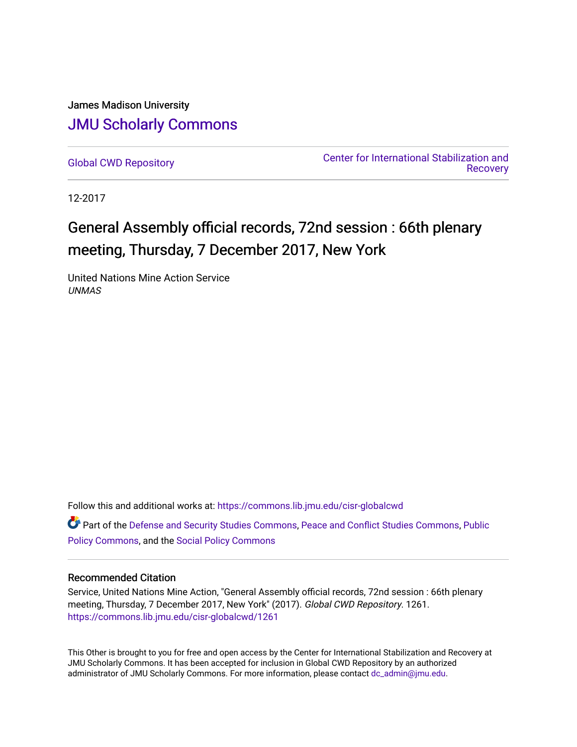James Madison University

# JMU Scholarly Commons

Global CWD Repository

Center for International Stabilization and Recovery

12-2017

# General Assembly official records, 72nd session : 66th plenary meeting, Thursday, 7 December 2017, New York

United Nations Mine Action Service

*UNMAS*

Follow this and additional works at: https://commons.lib.jmu.edu/cisr-globalcwd

Part of the Defense and Security Studies Commons, Peace and Conflict Studies Commons, Public Policy Commons, and the Social Policy Commons

## Recommended Citation

Service, United Nations Mine Action, "General Assembly official records, 72nd session : 66th plenary meeting, Thursday, 7 December 2017, New York" (2017). *Global CWD Repository*. 1261.
https://commons.lib.jmu.edu/cisr-globalcwd/1261

This Other is brought to you for free and open access by the Center for International Stabilization and Recovery at JMU Scholarly Commons. It has been accepted for inclusion in Global CWD Repository by an authorized administrator of JMU Scholarly Commons. For more information, please contact dc_admin@jmu.edu.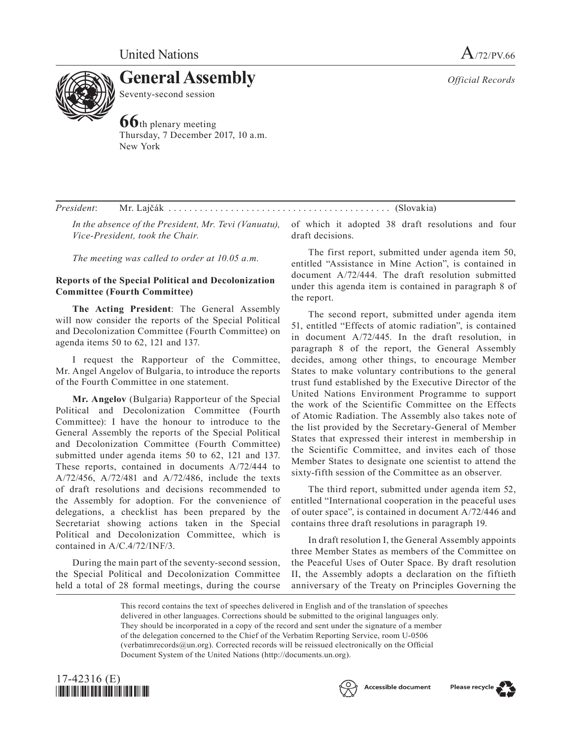United Nations

A/72/PV.66

# General Assembly

Seventy-second session

**66**th plenary meeting
Thursday, 7 December 2017, 10 a.m.
New York

*Official Records*

*President*: Mr. Lajčák .......................................... (Slovakia)

*In the absence of the President, Mr. Tevi (Vanuatu), Vice-President, took the Chair.*

*The meeting was called to order at 10.05 a.m.*

## Reports of the Special Political and Decolonization Committee (Fourth Committee)

**The Acting President**: The General Assembly will now consider the reports of the Special Political and Decolonization Committee (Fourth Committee) on agenda items 50 to 62, 121 and 137.

I request the Rapporteur of the Committee, Mr. Angel Angelov of Bulgaria, to introduce the reports of the Fourth Committee in one statement.

**Mr. Angelov** (Bulgaria) Rapporteur of the Special Political and Decolonization Committee (Fourth Committee): I have the honour to introduce to the General Assembly the reports of the Special Political and Decolonization Committee (Fourth Committee) submitted under agenda items 50 to 62, 121 and 137. These reports, contained in documents A/72/444 to A/72/456, A/72/481 and A/72/486, include the texts of draft resolutions and decisions recommended to the Assembly for adoption. For the convenience of delegations, a checklist has been prepared by the Secretariat showing actions taken in the Special Political and Decolonization Committee, which is contained in A/C.4/72/INF/3.

During the main part of the seventy-second session, the Special Political and Decolonization Committee held a total of 28 formal meetings, during the course of which it adopted 38 draft resolutions and four draft decisions.

The first report, submitted under agenda item 50, entitled "Assistance in Mine Action", is contained in document A/72/444. The draft resolution submitted under this agenda item is contained in paragraph 8 of the report.

The second report, submitted under agenda item 51, entitled "Effects of atomic radiation", is contained in document A/72/445. In the draft resolution, in paragraph 8 of the report, the General Assembly decides, among other things, to encourage Member States to make voluntary contributions to the general trust fund established by the Executive Director of the United Nations Environment Programme to support the work of the Scientific Committee on the Effects of Atomic Radiation. The Assembly also takes note of the list provided by the Secretary-General of Member States that expressed their interest in membership in the Scientific Committee, and invites each of those Member States to designate one scientist to attend the sixty-fifth session of the Committee as an observer.

The third report, submitted under agenda item 52, entitled "International cooperation in the peaceful uses of outer space", is contained in document A/72/446 and contains three draft resolutions in paragraph 19.

In draft resolution I, the General Assembly appoints three Member States as members of the Committee on the Peaceful Uses of Outer Space. By draft resolution II, the Assembly adopts a declaration on the fiftieth anniversary of the Treaty on Principles Governing the

This record contains the text of speeches delivered in English and of the translation of speeches delivered in other languages. Corrections should be submitted to the original languages only. They should be incorporated in a copy of the record and sent under the signature of a member of the delegation concerned to the Chief of the Verbatim Reporting Service, room U-0506 (verbatimrecords@un.org). Corrected records will be reissued electronically on the Official Document System of the United Nations (http://documents.un.org).

17-42316 (E)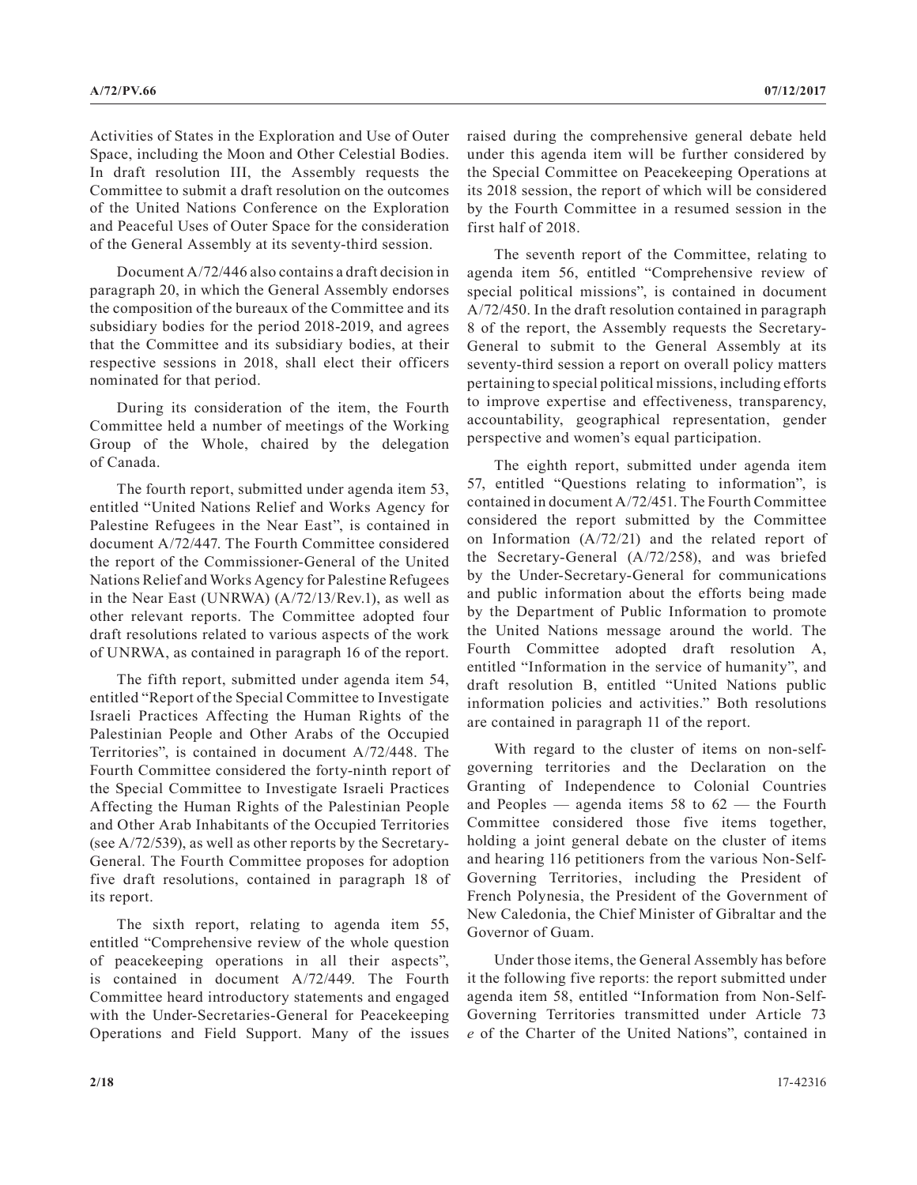Activities of States in the Exploration and Use of Outer Space, including the Moon and Other Celestial Bodies. In draft resolution III, the Assembly requests the Committee to submit a draft resolution on the outcomes of the United Nations Conference on the Exploration and Peaceful Uses of Outer Space for the consideration of the General Assembly at its seventy-third session.

Document A/72/446 also contains a draft decision in paragraph 20, in which the General Assembly endorses the composition of the bureaux of the Committee and its subsidiary bodies for the period 2018-2019, and agrees that the Committee and its subsidiary bodies, at their respective sessions in 2018, shall elect their officers nominated for that period.

During its consideration of the item, the Fourth Committee held a number of meetings of the Working Group of the Whole, chaired by the delegation of Canada.

The fourth report, submitted under agenda item 53, entitled "United Nations Relief and Works Agency for Palestine Refugees in the Near East", is contained in document A/72/447. The Fourth Committee considered the report of the Commissioner-General of the United Nations Relief and Works Agency for Palestine Refugees in the Near East (UNRWA) (A/72/13/Rev.1), as well as other relevant reports. The Committee adopted four draft resolutions related to various aspects of the work of UNRWA, as contained in paragraph 16 of the report.

The fifth report, submitted under agenda item 54, entitled "Report of the Special Committee to Investigate Israeli Practices Affecting the Human Rights of the Palestinian People and Other Arabs of the Occupied Territories", is contained in document A/72/448. The Fourth Committee considered the forty-ninth report of the Special Committee to Investigate Israeli Practices Affecting the Human Rights of the Palestinian People and Other Arab Inhabitants of the Occupied Territories (see A/72/539), as well as other reports by the Secretary-General. The Fourth Committee proposes for adoption five draft resolutions, contained in paragraph 18 of its report.

The sixth report, relating to agenda item 55, entitled "Comprehensive review of the whole question of peacekeeping operations in all their aspects", is contained in document A/72/449. The Fourth Committee heard introductory statements and engaged with the Under-Secretaries-General for Peacekeeping Operations and Field Support. Many of the issues raised during the comprehensive general debate held under this agenda item will be further considered by the Special Committee on Peacekeeping Operations at its 2018 session, the report of which will be considered by the Fourth Committee in a resumed session in the first half of 2018.

The seventh report of the Committee, relating to agenda item 56, entitled "Comprehensive review of special political missions", is contained in document A/72/450. In the draft resolution contained in paragraph 8 of the report, the Assembly requests the Secretary-General to submit to the General Assembly at its seventy-third session a report on overall policy matters pertaining to special political missions, including efforts to improve expertise and effectiveness, transparency, accountability, geographical representation, gender perspective and women's equal participation.

The eighth report, submitted under agenda item 57, entitled "Questions relating to information", is contained in document A/72/451. The Fourth Committee considered the report submitted by the Committee on Information (A/72/21) and the related report of the Secretary-General (A/72/258), and was briefed by the Under-Secretary-General for communications and public information about the efforts being made by the Department of Public Information to promote the United Nations message around the world. The Fourth Committee adopted draft resolution A, entitled "Information in the service of humanity", and draft resolution B, entitled "United Nations public information policies and activities." Both resolutions are contained in paragraph 11 of the report.

With regard to the cluster of items on non-self-governing territories and the Declaration on the Granting of Independence to Colonial Countries and Peoples — agenda items 58 to 62 — the Fourth Committee considered those five items together, holding a joint general debate on the cluster of items and hearing 116 petitioners from the various Non-Self-Governing Territories, including the President of French Polynesia, the President of the Government of New Caledonia, the Chief Minister of Gibraltar and the Governor of Guam.

Under those items, the General Assembly has before it the following five reports: the report submitted under agenda item 58, entitled "Information from Non-Self-Governing Territories transmitted under Article 73 *e* of the Charter of the United Nations", contained in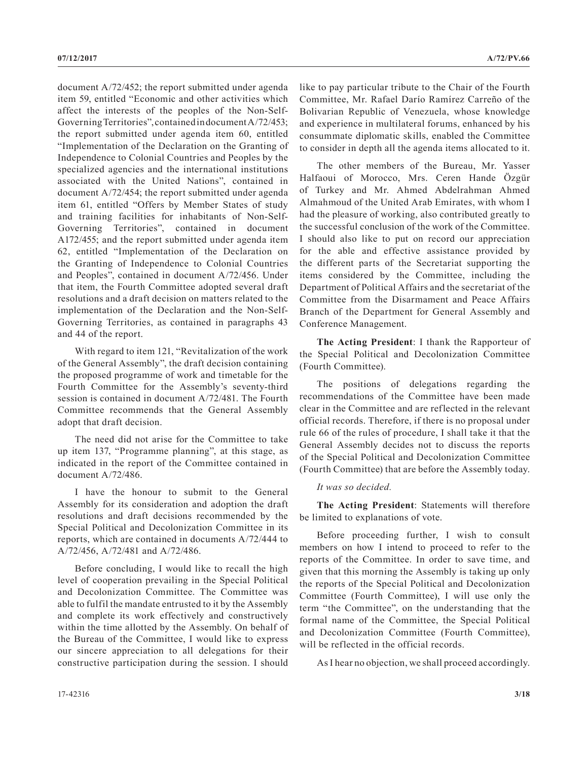document A/72/452; the report submitted under agenda item 59, entitled "Economic and other activities which affect the interests of the peoples of the Non-Self-Governing Territories", contained in document A/72/453; the report submitted under agenda item 60, entitled "Implementation of the Declaration on the Granting of Independence to Colonial Countries and Peoples by the specialized agencies and the international institutions associated with the United Nations", contained in document A/72/454; the report submitted under agenda item 61, entitled "Offers by Member States of study and training facilities for inhabitants of Non-Self-Governing Territories", contained in document A172/455; and the report submitted under agenda item 62, entitled "Implementation of the Declaration on the Granting of Independence to Colonial Countries and Peoples", contained in document A/72/456. Under that item, the Fourth Committee adopted several draft resolutions and a draft decision on matters related to the implementation of the Declaration and the Non-Self-Governing Territories, as contained in paragraphs 43 and 44 of the report.

With regard to item 121, "Revitalization of the work of the General Assembly", the draft decision containing the proposed programme of work and timetable for the Fourth Committee for the Assembly's seventy-third session is contained in document A/72/481. The Fourth Committee recommends that the General Assembly adopt that draft decision.

The need did not arise for the Committee to take up item 137, "Programme planning", at this stage, as indicated in the report of the Committee contained in document A/72/486.

I have the honour to submit to the General Assembly for its consideration and adoption the draft resolutions and draft decisions recommended by the Special Political and Decolonization Committee in its reports, which are contained in documents A/72/444 to A/72/456, A/72/481 and A/72/486.

Before concluding, I would like to recall the high level of cooperation prevailing in the Special Political and Decolonization Committee. The Committee was able to fulfil the mandate entrusted to it by the Assembly and complete its work effectively and constructively within the time allotted by the Assembly. On behalf of the Bureau of the Committee, I would like to express our sincere appreciation to all delegations for their constructive participation during the session. I should like to pay particular tribute to the Chair of the Fourth Committee, Mr. Rafael Darío Ramírez Carreño of the Bolivarian Republic of Venezuela, whose knowledge and experience in multilateral forums, enhanced by his consummate diplomatic skills, enabled the Committee to consider in depth all the agenda items allocated to it.

The other members of the Bureau, Mr. Yasser Halfaoui of Morocco, Mrs. Ceren Hande Özgür of Turkey and Mr. Ahmed Abdelrahman Ahmed Almahmoud of the United Arab Emirates, with whom I had the pleasure of working, also contributed greatly to the successful conclusion of the work of the Committee. I should also like to put on record our appreciation for the able and effective assistance provided by the different parts of the Secretariat supporting the items considered by the Committee, including the Department of Political Affairs and the secretariat of the Committee from the Disarmament and Peace Affairs Branch of the Department for General Assembly and Conference Management.

**The Acting President**: I thank the Rapporteur of the Special Political and Decolonization Committee (Fourth Committee).

The positions of delegations regarding the recommendations of the Committee have been made clear in the Committee and are reflected in the relevant official records. Therefore, if there is no proposal under rule 66 of the rules of procedure, I shall take it that the General Assembly decides not to discuss the reports of the Special Political and Decolonization Committee (Fourth Committee) that are before the Assembly today.

*It was so decided.*

**The Acting President**: Statements will therefore be limited to explanations of vote.

Before proceeding further, I wish to consult members on how I intend to proceed to refer to the reports of the Committee. In order to save time, and given that this morning the Assembly is taking up only the reports of the Special Political and Decolonization Committee (Fourth Committee), I will use only the term "the Committee", on the understanding that the formal name of the Committee, the Special Political and Decolonization Committee (Fourth Committee), will be reflected in the official records.

As I hear no objection, we shall proceed accordingly.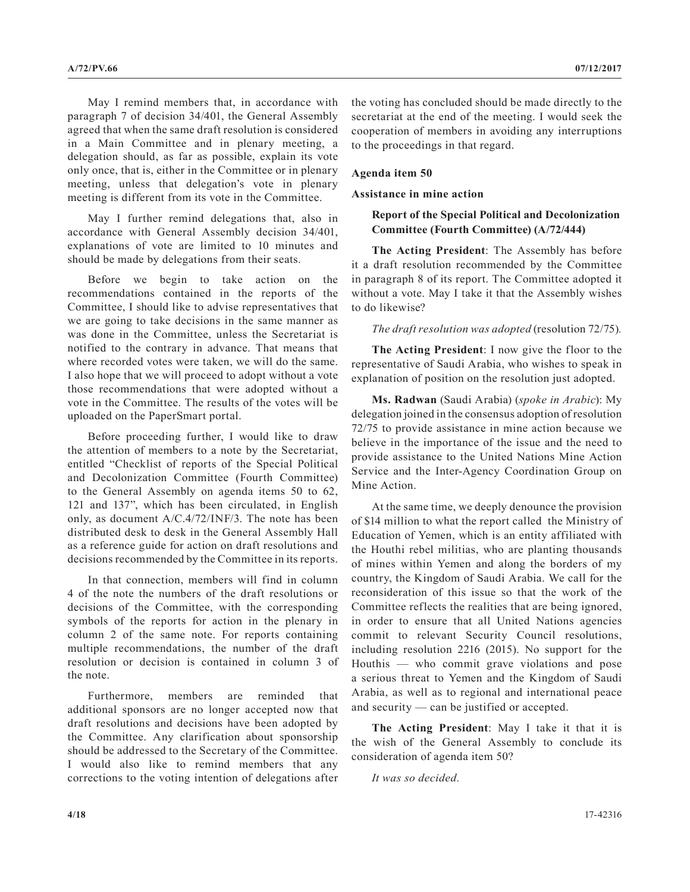May I remind members that, in accordance with paragraph 7 of decision 34/401, the General Assembly agreed that when the same draft resolution is considered in a Main Committee and in plenary meeting, a delegation should, as far as possible, explain its vote only once, that is, either in the Committee or in plenary meeting, unless that delegation's vote in plenary meeting is different from its vote in the Committee.

May I further remind delegations that, also in accordance with General Assembly decision 34/401, explanations of vote are limited to 10 minutes and should be made by delegations from their seats.

Before we begin to take action on the recommendations contained in the reports of the Committee, I should like to advise representatives that we are going to take decisions in the same manner as was done in the Committee, unless the Secretariat is notified to the contrary in advance. That means that where recorded votes were taken, we will do the same. I also hope that we will proceed to adopt without a vote those recommendations that were adopted without a vote in the Committee. The results of the votes will be uploaded on the PaperSmart portal.

Before proceeding further, I would like to draw the attention of members to a note by the Secretariat, entitled "Checklist of reports of the Special Political and Decolonization Committee (Fourth Committee) to the General Assembly on agenda items 50 to 62, 121 and 137", which has been circulated, in English only, as document A/C.4/72/INF/3. The note has been distributed desk to desk in the General Assembly Hall as a reference guide for action on draft resolutions and decisions recommended by the Committee in its reports.

In that connection, members will find in column 4 of the note the numbers of the draft resolutions or decisions of the Committee, with the corresponding symbols of the reports for action in the plenary in column 2 of the same note. For reports containing multiple recommendations, the number of the draft resolution or decision is contained in column 3 of the note.

Furthermore, members are reminded that additional sponsors are no longer accepted now that draft resolutions and decisions have been adopted by the Committee. Any clarification about sponsorship should be addressed to the Secretary of the Committee. I would also like to remind members that any corrections to the voting intention of delegations after the voting has concluded should be made directly to the secretariat at the end of the meeting. I would seek the cooperation of members in avoiding any interruptions to the proceedings in that regard.

**Agenda item 50**

**Assistance in mine action**

**Report of the Special Political and Decolonization Committee (Fourth Committee) (A/72/444)**

**The Acting President**: The Assembly has before it a draft resolution recommended by the Committee in paragraph 8 of its report. The Committee adopted it without a vote. May I take it that the Assembly wishes to do likewise?

*The draft resolution was adopted* (resolution 72/75).

**The Acting President**: I now give the floor to the representative of Saudi Arabia, who wishes to speak in explanation of position on the resolution just adopted.

**Ms. Radwan** (Saudi Arabia) (*spoke in Arabic*): My delegation joined in the consensus adoption of resolution 72/75 to provide assistance in mine action because we believe in the importance of the issue and the need to provide assistance to the United Nations Mine Action Service and the Inter-Agency Coordination Group on Mine Action.

At the same time, we deeply denounce the provision of $14 million to what the report called the Ministry of Education of Yemen, which is an entity affiliated with the Houthi rebel militias, who are planting thousands of mines within Yemen and along the borders of my country, the Kingdom of Saudi Arabia. We call for the reconsideration of this issue so that the work of the Committee reflects the realities that are being ignored, in order to ensure that all United Nations agencies commit to relevant Security Council resolutions, including resolution 2216 (2015). No support for the Houthis — who commit grave violations and pose a serious threat to Yemen and the Kingdom of Saudi Arabia, as well as to regional and international peace and security — can be justified or accepted.

**The Acting President**: May I take it that it is the wish of the General Assembly to conclude its consideration of agenda item 50?

*It was so decided.*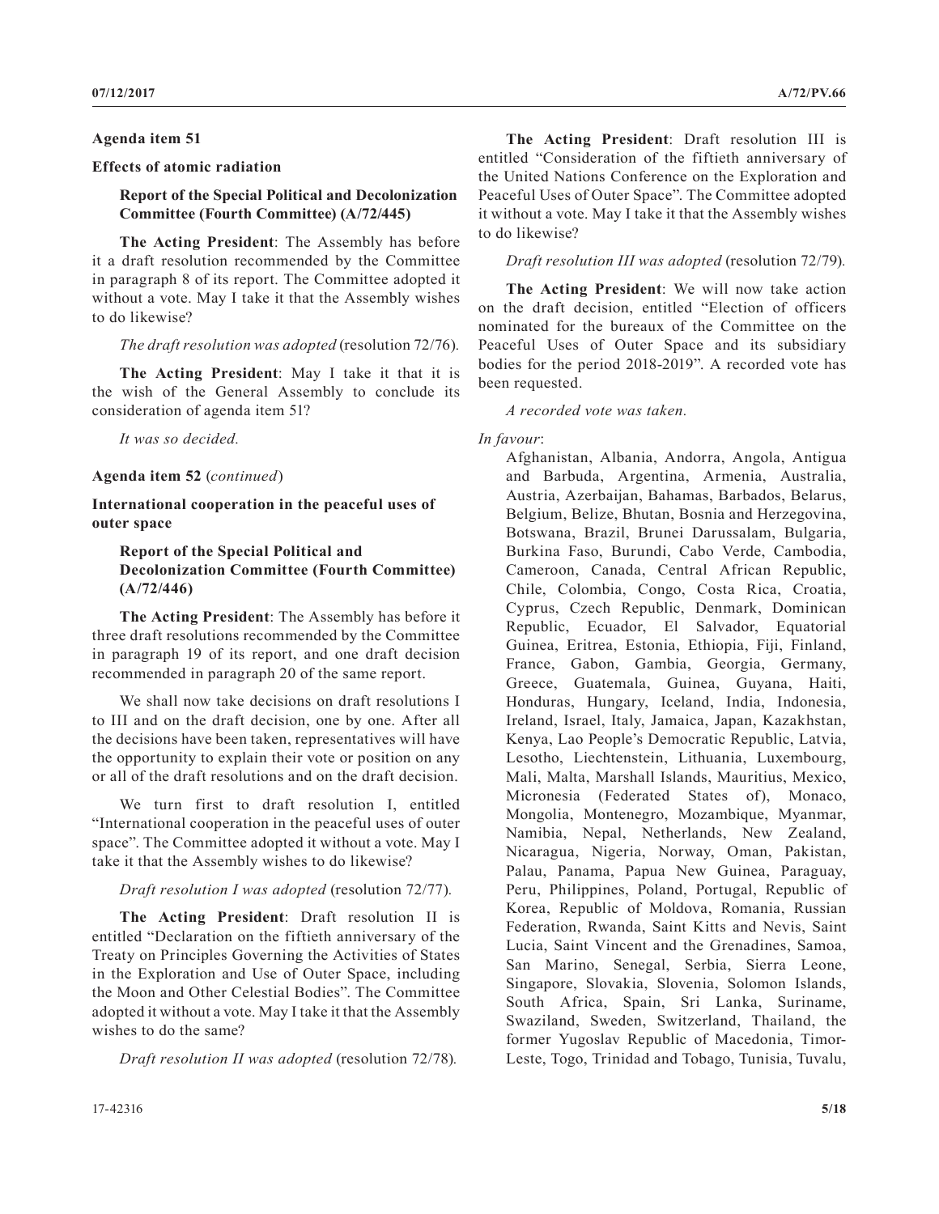**Agenda item 51**

**Effects of atomic radiation**

**Report of the Special Political and Decolonization Committee (Fourth Committee) (A/72/445)**

**The Acting President**: The Assembly has before it a draft resolution recommended by the Committee in paragraph 8 of its report. The Committee adopted it without a vote. May I take it that the Assembly wishes to do likewise?

*The draft resolution was adopted* (resolution 72/76)*.*

**The Acting President**: May I take it that it is the wish of the General Assembly to conclude its consideration of agenda item 51?

*It was so decided.*

**Agenda item 52** (*continued*)

**International cooperation in the peaceful uses of outer space**

**Report of the Special Political and Decolonization Committee (Fourth Committee) (A/72/446)**

**The Acting President**: The Assembly has before it three draft resolutions recommended by the Committee in paragraph 19 of its report, and one draft decision recommended in paragraph 20 of the same report.

We shall now take decisions on draft resolutions I to III and on the draft decision, one by one. After all the decisions have been taken, representatives will have the opportunity to explain their vote or position on any or all of the draft resolutions and on the draft decision.

We turn first to draft resolution I, entitled "International cooperation in the peaceful uses of outer space". The Committee adopted it without a vote. May I take it that the Assembly wishes to do likewise?

*Draft resolution I was adopted* (resolution 72/77)*.*

**The Acting President**: Draft resolution II is entitled "Declaration on the fiftieth anniversary of the Treaty on Principles Governing the Activities of States in the Exploration and Use of Outer Space, including the Moon and Other Celestial Bodies". The Committee adopted it without a vote. May I take it that the Assembly wishes to do the same?

*Draft resolution II was adopted* (resolution 72/78)*.*

**The Acting President**: Draft resolution III is entitled "Consideration of the fiftieth anniversary of the United Nations Conference on the Exploration and Peaceful Uses of Outer Space". The Committee adopted it without a vote. May I take it that the Assembly wishes to do likewise?

*Draft resolution III was adopted* (resolution 72/79)*.*

**The Acting President**: We will now take action on the draft decision, entitled "Election of officers nominated for the bureaux of the Committee on the Peaceful Uses of Outer Space and its subsidiary bodies for the period 2018-2019". A recorded vote has been requested.

*A recorded vote was taken.*

*In favour*:

Afghanistan, Albania, Andorra, Angola, Antigua and Barbuda, Argentina, Armenia, Australia, Austria, Azerbaijan, Bahamas, Barbados, Belarus, Belgium, Belize, Bhutan, Bosnia and Herzegovina, Botswana, Brazil, Brunei Darussalam, Bulgaria, Burkina Faso, Burundi, Cabo Verde, Cambodia, Cameroon, Canada, Central African Republic, Chile, Colombia, Congo, Costa Rica, Croatia, Cyprus, Czech Republic, Denmark, Dominican Republic, Ecuador, El Salvador, Equatorial Guinea, Eritrea, Estonia, Ethiopia, Fiji, Finland, France, Gabon, Gambia, Georgia, Germany, Greece, Guatemala, Guinea, Guyana, Haiti, Honduras, Hungary, Iceland, India, Indonesia, Ireland, Israel, Italy, Jamaica, Japan, Kazakhstan, Kenya, Lao People's Democratic Republic, Latvia, Lesotho, Liechtenstein, Lithuania, Luxembourg, Mali, Malta, Marshall Islands, Mauritius, Mexico, Micronesia (Federated States of), Monaco, Mongolia, Montenegro, Mozambique, Myanmar, Namibia, Nepal, Netherlands, New Zealand, Nicaragua, Nigeria, Norway, Oman, Pakistan, Palau, Panama, Papua New Guinea, Paraguay, Peru, Philippines, Poland, Portugal, Republic of Korea, Republic of Moldova, Romania, Russian Federation, Rwanda, Saint Kitts and Nevis, Saint Lucia, Saint Vincent and the Grenadines, Samoa, San Marino, Senegal, Serbia, Sierra Leone, Singapore, Slovakia, Slovenia, Solomon Islands, South Africa, Spain, Sri Lanka, Suriname, Swaziland, Sweden, Switzerland, Thailand, the former Yugoslav Republic of Macedonia, Timor-Leste, Togo, Trinidad and Tobago, Tunisia, Tuvalu,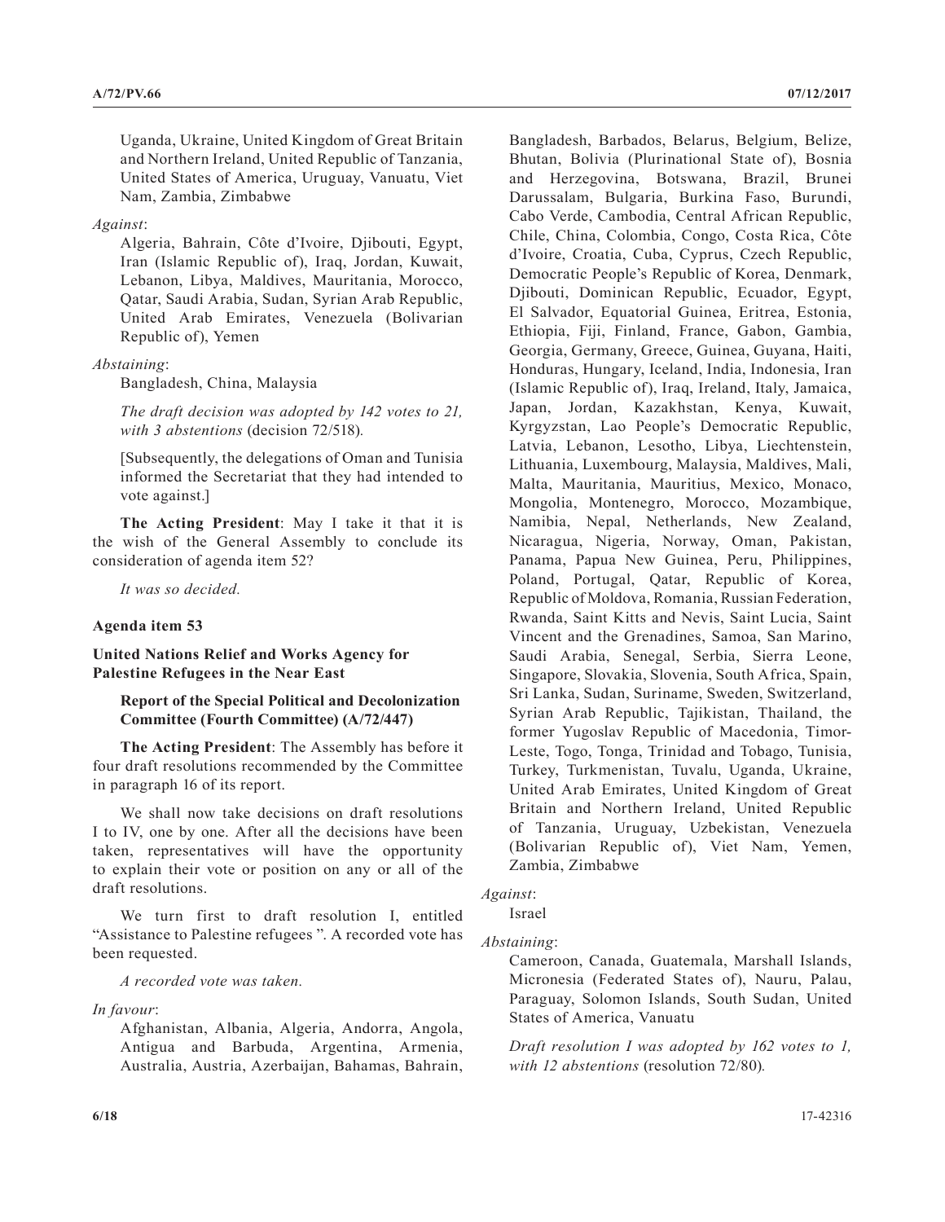Uganda, Ukraine, United Kingdom of Great Britain and Northern Ireland, United Republic of Tanzania, United States of America, Uruguay, Vanuatu, Viet Nam, Zambia, Zimbabwe

*Against*:

Algeria, Bahrain, Côte d'Ivoire, Djibouti, Egypt, Iran (Islamic Republic of), Iraq, Jordan, Kuwait, Lebanon, Libya, Maldives, Mauritania, Morocco, Qatar, Saudi Arabia, Sudan, Syrian Arab Republic, United Arab Emirates, Venezuela (Bolivarian Republic of), Yemen

*Abstaining*:

Bangladesh, China, Malaysia

*The draft decision was adopted by 142 votes to 21, with 3 abstentions* (decision 72/518)*.*

[Subsequently, the delegations of Oman and Tunisia informed the Secretariat that they had intended to vote against.]

**The Acting President**: May I take it that it is the wish of the General Assembly to conclude its consideration of agenda item 52?

*It was so decided.*

**Agenda item 53**

**United Nations Relief and Works Agency for Palestine Refugees in the Near East**

**Report of the Special Political and Decolonization Committee (Fourth Committee) (A/72/447)**

**The Acting President**: The Assembly has before it four draft resolutions recommended by the Committee in paragraph 16 of its report.

We shall now take decisions on draft resolutions I to IV, one by one. After all the decisions have been taken, representatives will have the opportunity to explain their vote or position on any or all of the draft resolutions.

We turn first to draft resolution I, entitled "Assistance to Palestine refugees ". A recorded vote has been requested.

*A recorded vote was taken.*

*In favour*:

Afghanistan, Albania, Algeria, Andorra, Angola, Antigua and Barbuda, Argentina, Armenia, Australia, Austria, Azerbaijan, Bahamas, Bahrain, Bangladesh, Barbados, Belarus, Belgium, Belize, Bhutan, Bolivia (Plurinational State of), Bosnia and Herzegovina, Botswana, Brazil, Brunei Darussalam, Bulgaria, Burkina Faso, Burundi, Cabo Verde, Cambodia, Central African Republic, Chile, China, Colombia, Congo, Costa Rica, Côte d'Ivoire, Croatia, Cuba, Cyprus, Czech Republic, Democratic People's Republic of Korea, Denmark, Djibouti, Dominican Republic, Ecuador, Egypt, El Salvador, Equatorial Guinea, Eritrea, Estonia, Ethiopia, Fiji, Finland, France, Gabon, Gambia, Georgia, Germany, Greece, Guinea, Guyana, Haiti, Honduras, Hungary, Iceland, India, Indonesia, Iran (Islamic Republic of), Iraq, Ireland, Italy, Jamaica, Japan, Jordan, Kazakhstan, Kenya, Kuwait, Kyrgyzstan, Lao People's Democratic Republic, Latvia, Lebanon, Lesotho, Libya, Liechtenstein, Lithuania, Luxembourg, Malaysia, Maldives, Mali, Malta, Mauritania, Mauritius, Mexico, Monaco, Mongolia, Montenegro, Morocco, Mozambique, Namibia, Nepal, Netherlands, New Zealand, Nicaragua, Nigeria, Norway, Oman, Pakistan, Panama, Papua New Guinea, Peru, Philippines, Poland, Portugal, Qatar, Republic of Korea, Republic of Moldova, Romania, Russian Federation, Rwanda, Saint Kitts and Nevis, Saint Lucia, Saint Vincent and the Grenadines, Samoa, San Marino, Saudi Arabia, Senegal, Serbia, Sierra Leone, Singapore, Slovakia, Slovenia, South Africa, Spain, Sri Lanka, Sudan, Suriname, Sweden, Switzerland, Syrian Arab Republic, Tajikistan, Thailand, the former Yugoslav Republic of Macedonia, Timor-Leste, Togo, Tonga, Trinidad and Tobago, Tunisia, Turkey, Turkmenistan, Tuvalu, Uganda, Ukraine, United Arab Emirates, United Kingdom of Great Britain and Northern Ireland, United Republic of Tanzania, Uruguay, Uzbekistan, Venezuela (Bolivarian Republic of), Viet Nam, Yemen, Zambia, Zimbabwe

*Against*:

Israel

*Abstaining*:

Cameroon, Canada, Guatemala, Marshall Islands, Micronesia (Federated States of), Nauru, Palau, Paraguay, Solomon Islands, South Sudan, United States of America, Vanuatu

*Draft resolution I was adopted by 162 votes to 1, with 12 abstentions* (resolution 72/80)*.*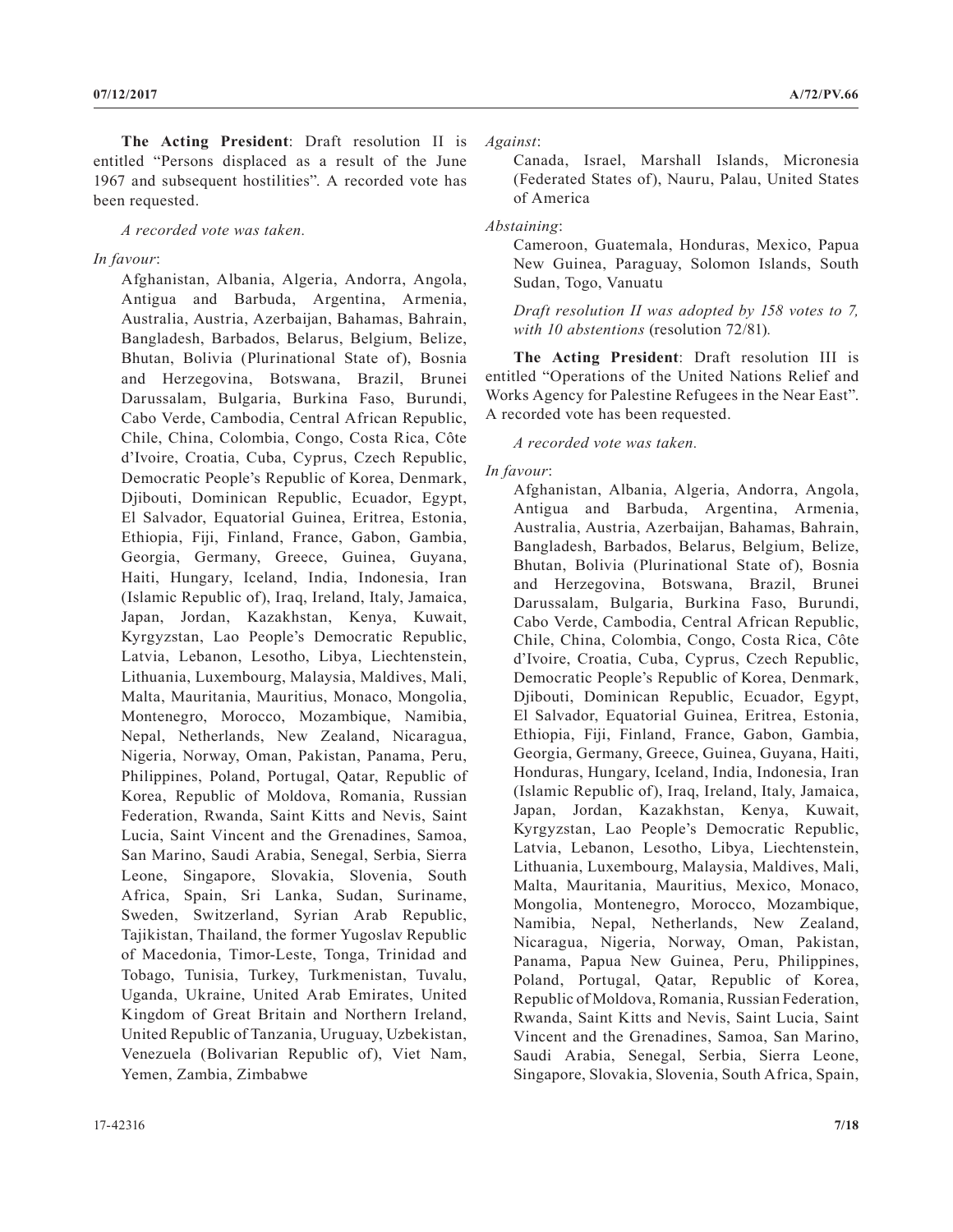**The Acting President**: Draft resolution II is entitled "Persons displaced as a result of the June 1967 and subsequent hostilities". A recorded vote has been requested.

*A recorded vote was taken.*

*In favour*:

Afghanistan, Albania, Algeria, Andorra, Angola, Antigua and Barbuda, Argentina, Armenia, Australia, Austria, Azerbaijan, Bahamas, Bahrain, Bangladesh, Barbados, Belarus, Belgium, Belize, Bhutan, Bolivia (Plurinational State of), Bosnia and Herzegovina, Botswana, Brazil, Brunei Darussalam, Bulgaria, Burkina Faso, Burundi, Cabo Verde, Cambodia, Central African Republic, Chile, China, Colombia, Congo, Costa Rica, Côte d'Ivoire, Croatia, Cuba, Cyprus, Czech Republic, Democratic People's Republic of Korea, Denmark, Djibouti, Dominican Republic, Ecuador, Egypt, El Salvador, Equatorial Guinea, Eritrea, Estonia, Ethiopia, Fiji, Finland, France, Gabon, Gambia, Georgia, Germany, Greece, Guinea, Guyana, Haiti, Hungary, Iceland, India, Indonesia, Iran (Islamic Republic of), Iraq, Ireland, Italy, Jamaica, Japan, Jordan, Kazakhstan, Kenya, Kuwait, Kyrgyzstan, Lao People's Democratic Republic, Latvia, Lebanon, Lesotho, Libya, Liechtenstein, Lithuania, Luxembourg, Malaysia, Maldives, Mali, Malta, Mauritania, Mauritius, Monaco, Mongolia, Montenegro, Morocco, Mozambique, Namibia, Nepal, Netherlands, New Zealand, Nicaragua, Nigeria, Norway, Oman, Pakistan, Panama, Peru, Philippines, Poland, Portugal, Qatar, Republic of Korea, Republic of Moldova, Romania, Russian Federation, Rwanda, Saint Kitts and Nevis, Saint Lucia, Saint Vincent and the Grenadines, Samoa, San Marino, Saudi Arabia, Senegal, Serbia, Sierra Leone, Singapore, Slovakia, Slovenia, South Africa, Spain, Sri Lanka, Sudan, Suriname, Sweden, Switzerland, Syrian Arab Republic, Tajikistan, Thailand, the former Yugoslav Republic of Macedonia, Timor-Leste, Tonga, Trinidad and Tobago, Tunisia, Turkey, Turkmenistan, Tuvalu, Uganda, Ukraine, United Arab Emirates, United Kingdom of Great Britain and Northern Ireland, United Republic of Tanzania, Uruguay, Uzbekistan, Venezuela (Bolivarian Republic of), Viet Nam, Yemen, Zambia, Zimbabwe

*Against*:

Canada, Israel, Marshall Islands, Micronesia (Federated States of), Nauru, Palau, United States of America

*Abstaining*:

Cameroon, Guatemala, Honduras, Mexico, Papua New Guinea, Paraguay, Solomon Islands, South Sudan, Togo, Vanuatu

*Draft resolution II was adopted by 158 votes to 7, with 10 abstentions* (resolution 72/81)*.*

**The Acting President**: Draft resolution III is entitled "Operations of the United Nations Relief and Works Agency for Palestine Refugees in the Near East". A recorded vote has been requested.

*A recorded vote was taken.*

*In favour*:

Afghanistan, Albania, Algeria, Andorra, Angola, Antigua and Barbuda, Argentina, Armenia, Australia, Austria, Azerbaijan, Bahamas, Bahrain, Bangladesh, Barbados, Belarus, Belgium, Belize, Bhutan, Bolivia (Plurinational State of), Bosnia and Herzegovina, Botswana, Brazil, Brunei Darussalam, Bulgaria, Burkina Faso, Burundi, Cabo Verde, Cambodia, Central African Republic, Chile, China, Colombia, Congo, Costa Rica, Côte d'Ivoire, Croatia, Cuba, Cyprus, Czech Republic, Democratic People's Republic of Korea, Denmark, Djibouti, Dominican Republic, Ecuador, Egypt, El Salvador, Equatorial Guinea, Eritrea, Estonia, Ethiopia, Fiji, Finland, France, Gabon, Gambia, Georgia, Germany, Greece, Guinea, Guyana, Haiti, Honduras, Hungary, Iceland, India, Indonesia, Iran (Islamic Republic of), Iraq, Ireland, Italy, Jamaica, Japan, Jordan, Kazakhstan, Kenya, Kuwait, Kyrgyzstan, Lao People's Democratic Republic, Latvia, Lebanon, Lesotho, Libya, Liechtenstein, Lithuania, Luxembourg, Malaysia, Maldives, Mali, Malta, Mauritania, Mauritius, Mexico, Monaco, Mongolia, Montenegro, Morocco, Mozambique, Namibia, Nepal, Netherlands, New Zealand, Nicaragua, Nigeria, Norway, Oman, Pakistan, Panama, Papua New Guinea, Peru, Philippines, Poland, Portugal, Qatar, Republic of Korea, Republic of Moldova, Romania, Russian Federation, Rwanda, Saint Kitts and Nevis, Saint Lucia, Saint Vincent and the Grenadines, Samoa, San Marino, Saudi Arabia, Senegal, Serbia, Sierra Leone, Singapore, Slovakia, Slovenia, South Africa, Spain,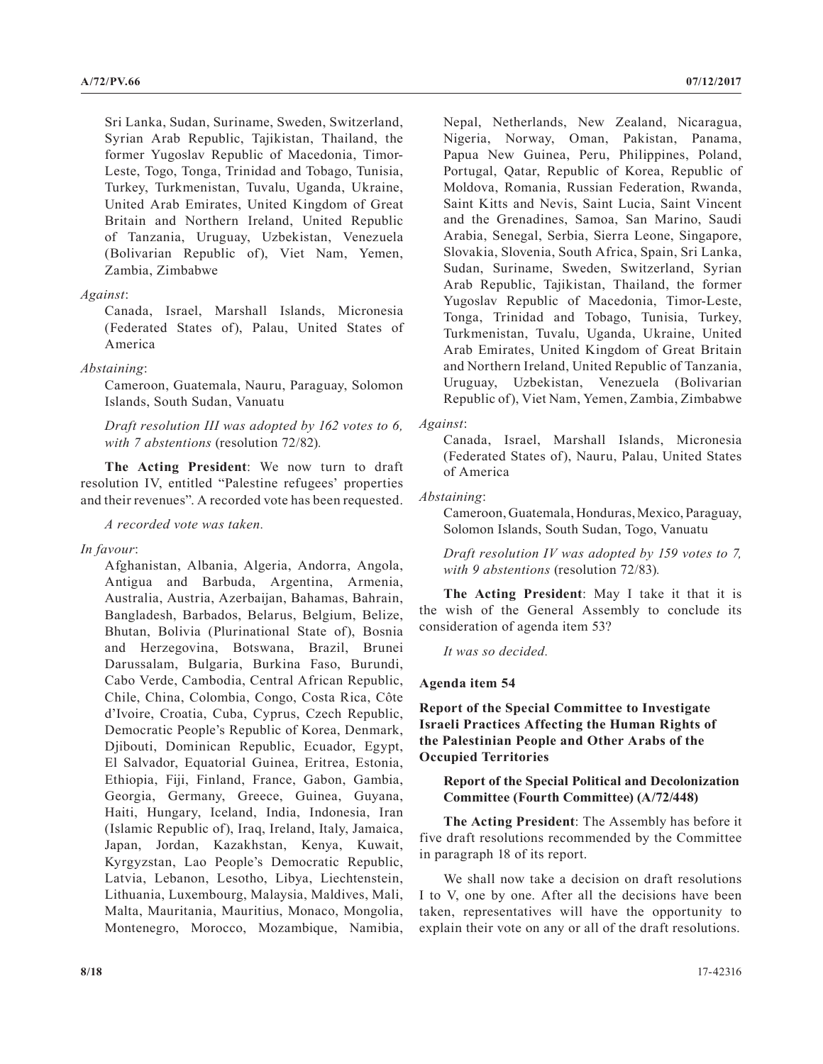Sri Lanka, Sudan, Suriname, Sweden, Switzerland, Syrian Arab Republic, Tajikistan, Thailand, the former Yugoslav Republic of Macedonia, Timor-Leste, Togo, Tonga, Trinidad and Tobago, Tunisia, Turkey, Turkmenistan, Tuvalu, Uganda, Ukraine, United Arab Emirates, United Kingdom of Great Britain and Northern Ireland, United Republic of Tanzania, Uruguay, Uzbekistan, Venezuela (Bolivarian Republic of), Viet Nam, Yemen, Zambia, Zimbabwe

*Against*:

Canada, Israel, Marshall Islands, Micronesia (Federated States of), Palau, United States of America

*Abstaining*:

Cameroon, Guatemala, Nauru, Paraguay, Solomon Islands, South Sudan, Vanuatu

*Draft resolution III was adopted by 162 votes to 6, with 7 abstentions* (resolution 72/82).

**The Acting President**: We now turn to draft resolution IV, entitled "Palestine refugees' properties and their revenues". A recorded vote has been requested.

*A recorded vote was taken.*

*In favour*:

Afghanistan, Albania, Algeria, Andorra, Angola, Antigua and Barbuda, Argentina, Armenia, Australia, Austria, Azerbaijan, Bahamas, Bahrain, Bangladesh, Barbados, Belarus, Belgium, Belize, Bhutan, Bolivia (Plurinational State of), Bosnia and Herzegovina, Botswana, Brazil, Brunei Darussalam, Bulgaria, Burkina Faso, Burundi, Cabo Verde, Cambodia, Central African Republic, Chile, China, Colombia, Congo, Costa Rica, Côte d'Ivoire, Croatia, Cuba, Cyprus, Czech Republic, Democratic People's Republic of Korea, Denmark, Djibouti, Dominican Republic, Ecuador, Egypt, El Salvador, Equatorial Guinea, Eritrea, Estonia, Ethiopia, Fiji, Finland, France, Gabon, Gambia, Georgia, Germany, Greece, Guinea, Guyana, Haiti, Hungary, Iceland, India, Indonesia, Iran (Islamic Republic of), Iraq, Ireland, Italy, Jamaica, Japan, Jordan, Kazakhstan, Kenya, Kuwait, Kyrgyzstan, Lao People's Democratic Republic, Latvia, Lebanon, Lesotho, Libya, Liechtenstein, Lithuania, Luxembourg, Malaysia, Maldives, Mali, Malta, Mauritania, Mauritius, Monaco, Mongolia, Montenegro, Morocco, Mozambique, Namibia, Nepal, Netherlands, New Zealand, Nicaragua, Nigeria, Norway, Oman, Pakistan, Panama, Papua New Guinea, Peru, Philippines, Poland, Portugal, Qatar, Republic of Korea, Republic of Moldova, Romania, Russian Federation, Rwanda, Saint Kitts and Nevis, Saint Lucia, Saint Vincent and the Grenadines, Samoa, San Marino, Saudi Arabia, Senegal, Serbia, Sierra Leone, Singapore, Slovakia, Slovenia, South Africa, Spain, Sri Lanka, Sudan, Suriname, Sweden, Switzerland, Syrian Arab Republic, Tajikistan, Thailand, the former Yugoslav Republic of Macedonia, Timor-Leste, Tonga, Trinidad and Tobago, Tunisia, Turkey, Turkmenistan, Tuvalu, Uganda, Ukraine, United Arab Emirates, United Kingdom of Great Britain and Northern Ireland, United Republic of Tanzania, Uruguay, Uzbekistan, Venezuela (Bolivarian Republic of), Viet Nam, Yemen, Zambia, Zimbabwe

*Against*:

Canada, Israel, Marshall Islands, Micronesia (Federated States of), Nauru, Palau, United States of America

*Abstaining*:

Cameroon, Guatemala, Honduras, Mexico, Paraguay, Solomon Islands, South Sudan, Togo, Vanuatu

*Draft resolution IV was adopted by 159 votes to 7, with 9 abstentions* (resolution 72/83).

**The Acting President**: May I take it that it is the wish of the General Assembly to conclude its consideration of agenda item 53?

*It was so decided.*

**Agenda item 54**

**Report of the Special Committee to Investigate Israeli Practices Affecting the Human Rights of the Palestinian People and Other Arabs of the Occupied Territories**

**Report of the Special Political and Decolonization Committee (Fourth Committee) (A/72/448)**

**The Acting President**: The Assembly has before it five draft resolutions recommended by the Committee in paragraph 18 of its report.

We shall now take a decision on draft resolutions I to V, one by one. After all the decisions have been taken, representatives will have the opportunity to explain their vote on any or all of the draft resolutions.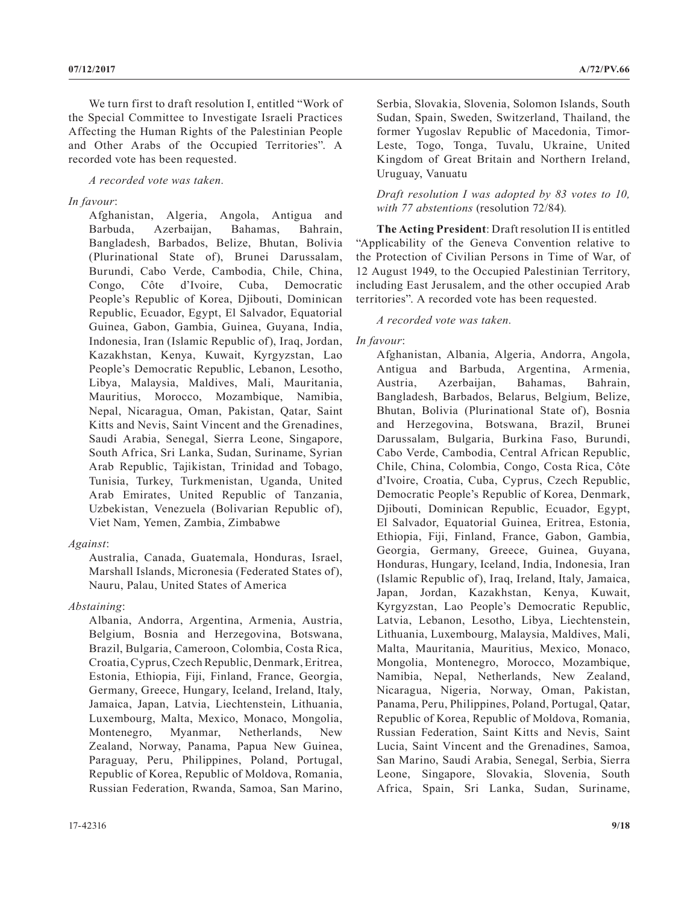We turn first to draft resolution I, entitled "Work of the Special Committee to Investigate Israeli Practices Affecting the Human Rights of the Palestinian People and Other Arabs of the Occupied Territories". A recorded vote has been requested.

*A recorded vote was taken.*

*In favour*:

Afghanistan, Algeria, Angola, Antigua and Barbuda, Azerbaijan, Bahamas, Bahrain, Bangladesh, Barbados, Belize, Bhutan, Bolivia (Plurinational State of), Brunei Darussalam, Burundi, Cabo Verde, Cambodia, Chile, China, Congo, Côte d'Ivoire, Cuba, Democratic People's Republic of Korea, Djibouti, Dominican Republic, Ecuador, Egypt, El Salvador, Equatorial Guinea, Gabon, Gambia, Guinea, Guyana, India, Indonesia, Iran (Islamic Republic of), Iraq, Jordan, Kazakhstan, Kenya, Kuwait, Kyrgyzstan, Lao People's Democratic Republic, Lebanon, Lesotho, Libya, Malaysia, Maldives, Mali, Mauritania, Mauritius, Morocco, Mozambique, Namibia, Nepal, Nicaragua, Oman, Pakistan, Qatar, Saint Kitts and Nevis, Saint Vincent and the Grenadines, Saudi Arabia, Senegal, Sierra Leone, Singapore, South Africa, Sri Lanka, Sudan, Suriname, Syrian Arab Republic, Tajikistan, Trinidad and Tobago, Tunisia, Turkey, Turkmenistan, Uganda, United Arab Emirates, United Republic of Tanzania, Uzbekistan, Venezuela (Bolivarian Republic of), Viet Nam, Yemen, Zambia, Zimbabwe

*Against*:

Australia, Canada, Guatemala, Honduras, Israel, Marshall Islands, Micronesia (Federated States of), Nauru, Palau, United States of America

*Abstaining*:

Albania, Andorra, Argentina, Armenia, Austria, Belgium, Bosnia and Herzegovina, Botswana, Brazil, Bulgaria, Cameroon, Colombia, Costa Rica, Croatia, Cyprus, Czech Republic, Denmark, Eritrea, Estonia, Ethiopia, Fiji, Finland, France, Georgia, Germany, Greece, Hungary, Iceland, Ireland, Italy, Jamaica, Japan, Latvia, Liechtenstein, Lithuania, Luxembourg, Malta, Mexico, Monaco, Mongolia, Montenegro, Myanmar, Netherlands, New Zealand, Norway, Panama, Papua New Guinea, Paraguay, Peru, Philippines, Poland, Portugal, Republic of Korea, Republic of Moldova, Romania, Russian Federation, Rwanda, Samoa, San Marino, Serbia, Slovakia, Slovenia, Solomon Islands, South Sudan, Spain, Sweden, Switzerland, Thailand, the former Yugoslav Republic of Macedonia, Timor-Leste, Togo, Tonga, Tuvalu, Ukraine, United Kingdom of Great Britain and Northern Ireland, Uruguay, Vanuatu

*Draft resolution I was adopted by 83 votes to 10, with 77 abstentions* (resolution 72/84)*.*

**The Acting President**: Draft resolution II is entitled "Applicability of the Geneva Convention relative to the Protection of Civilian Persons in Time of War, of 12 August 1949, to the Occupied Palestinian Territory, including East Jerusalem, and the other occupied Arab territories". A recorded vote has been requested.

*A recorded vote was taken.*

*In favour*:

Afghanistan, Albania, Algeria, Andorra, Angola, Antigua and Barbuda, Argentina, Armenia, Austria, Azerbaijan, Bahamas, Bahrain, Bangladesh, Barbados, Belarus, Belgium, Belize, Bhutan, Bolivia (Plurinational State of), Bosnia and Herzegovina, Botswana, Brazil, Brunei Darussalam, Bulgaria, Burkina Faso, Burundi, Cabo Verde, Cambodia, Central African Republic, Chile, China, Colombia, Congo, Costa Rica, Côte d'Ivoire, Croatia, Cuba, Cyprus, Czech Republic, Democratic People's Republic of Korea, Denmark, Djibouti, Dominican Republic, Ecuador, Egypt, El Salvador, Equatorial Guinea, Eritrea, Estonia, Ethiopia, Fiji, Finland, France, Gabon, Gambia, Georgia, Germany, Greece, Guinea, Guyana, Honduras, Hungary, Iceland, India, Indonesia, Iran (Islamic Republic of), Iraq, Ireland, Italy, Jamaica, Japan, Jordan, Kazakhstan, Kenya, Kuwait, Kyrgyzstan, Lao People's Democratic Republic, Latvia, Lebanon, Lesotho, Libya, Liechtenstein, Lithuania, Luxembourg, Malaysia, Maldives, Mali, Malta, Mauritania, Mauritius, Mexico, Monaco, Mongolia, Montenegro, Morocco, Mozambique, Namibia, Nepal, Netherlands, New Zealand, Nicaragua, Nigeria, Norway, Oman, Pakistan, Panama, Peru, Philippines, Poland, Portugal, Qatar, Republic of Korea, Republic of Moldova, Romania, Russian Federation, Saint Kitts and Nevis, Saint Lucia, Saint Vincent and the Grenadines, Samoa, San Marino, Saudi Arabia, Senegal, Serbia, Sierra Leone, Singapore, Slovakia, Slovenia, South Africa, Spain, Sri Lanka, Sudan, Suriname,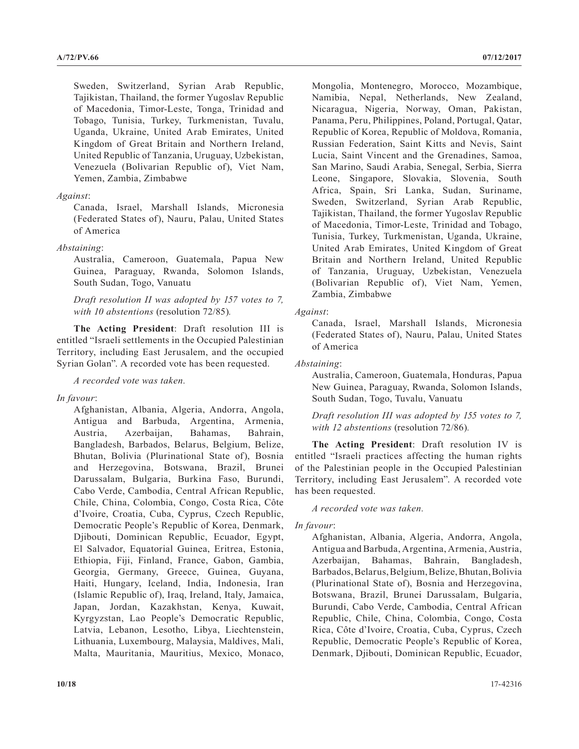Sweden, Switzerland, Syrian Arab Republic, Tajikistan, Thailand, the former Yugoslav Republic of Macedonia, Timor-Leste, Tonga, Trinidad and Tobago, Tunisia, Turkey, Turkmenistan, Tuvalu, Uganda, Ukraine, United Arab Emirates, United Kingdom of Great Britain and Northern Ireland, United Republic of Tanzania, Uruguay, Uzbekistan, Venezuela (Bolivarian Republic of), Viet Nam, Yemen, Zambia, Zimbabwe

*Against*:

Canada, Israel, Marshall Islands, Micronesia (Federated States of), Nauru, Palau, United States of America

*Abstaining*:

Australia, Cameroon, Guatemala, Papua New Guinea, Paraguay, Rwanda, Solomon Islands, South Sudan, Togo, Vanuatu

*Draft resolution II was adopted by 157 votes to 7, with 10 abstentions* (resolution 72/85).

**The Acting President**: Draft resolution III is entitled "Israeli settlements in the Occupied Palestinian Territory, including East Jerusalem, and the occupied Syrian Golan". A recorded vote has been requested.

*A recorded vote was taken.*

*In favour*:

Afghanistan, Albania, Algeria, Andorra, Angola, Antigua and Barbuda, Argentina, Armenia, Austria, Azerbaijan, Bahamas, Bahrain, Bangladesh, Barbados, Belarus, Belgium, Belize, Bhutan, Bolivia (Plurinational State of), Bosnia and Herzegovina, Botswana, Brazil, Brunei Darussalam, Bulgaria, Burkina Faso, Burundi, Cabo Verde, Cambodia, Central African Republic, Chile, China, Colombia, Congo, Costa Rica, Côte d'Ivoire, Croatia, Cuba, Cyprus, Czech Republic, Democratic People's Republic of Korea, Denmark, Djibouti, Dominican Republic, Ecuador, Egypt, El Salvador, Equatorial Guinea, Eritrea, Estonia, Ethiopia, Fiji, Finland, France, Gabon, Gambia, Georgia, Germany, Greece, Guinea, Guyana, Haiti, Hungary, Iceland, India, Indonesia, Iran (Islamic Republic of), Iraq, Ireland, Italy, Jamaica, Japan, Jordan, Kazakhstan, Kenya, Kuwait, Kyrgyzstan, Lao People's Democratic Republic, Latvia, Lebanon, Lesotho, Libya, Liechtenstein, Lithuania, Luxembourg, Malaysia, Maldives, Mali, Malta, Mauritania, Mauritius, Mexico, Monaco, Mongolia, Montenegro, Morocco, Mozambique, Namibia, Nepal, Netherlands, New Zealand, Nicaragua, Nigeria, Norway, Oman, Pakistan, Panama, Peru, Philippines, Poland, Portugal, Qatar, Republic of Korea, Republic of Moldova, Romania, Russian Federation, Saint Kitts and Nevis, Saint Lucia, Saint Vincent and the Grenadines, Samoa, San Marino, Saudi Arabia, Senegal, Serbia, Sierra Leone, Singapore, Slovakia, Slovenia, South Africa, Spain, Sri Lanka, Sudan, Suriname, Sweden, Switzerland, Syrian Arab Republic, Tajikistan, Thailand, the former Yugoslav Republic of Macedonia, Timor-Leste, Trinidad and Tobago, Tunisia, Turkey, Turkmenistan, Uganda, Ukraine, United Arab Emirates, United Kingdom of Great Britain and Northern Ireland, United Republic of Tanzania, Uruguay, Uzbekistan, Venezuela (Bolivarian Republic of), Viet Nam, Yemen, Zambia, Zimbabwe

*Against*:

Canada, Israel, Marshall Islands, Micronesia (Federated States of), Nauru, Palau, United States of America

*Abstaining*:

Australia, Cameroon, Guatemala, Honduras, Papua New Guinea, Paraguay, Rwanda, Solomon Islands, South Sudan, Togo, Tuvalu, Vanuatu

*Draft resolution III was adopted by 155 votes to 7, with 12 abstentions* (resolution 72/86).

**The Acting President**: Draft resolution IV is entitled "Israeli practices affecting the human rights of the Palestinian people in the Occupied Palestinian Territory, including East Jerusalem". A recorded vote has been requested.

*A recorded vote was taken.*

*In favour*:

Afghanistan, Albania, Algeria, Andorra, Angola, Antigua and Barbuda, Argentina, Armenia, Austria, Azerbaijan, Bahamas, Bahrain, Bangladesh, Barbados, Belarus, Belgium, Belize, Bhutan, Bolivia (Plurinational State of), Bosnia and Herzegovina, Botswana, Brazil, Brunei Darussalam, Bulgaria, Burundi, Cabo Verde, Cambodia, Central African Republic, Chile, China, Colombia, Congo, Costa Rica, Côte d'Ivoire, Croatia, Cuba, Cyprus, Czech Republic, Democratic People's Republic of Korea, Denmark, Djibouti, Dominican Republic, Ecuador,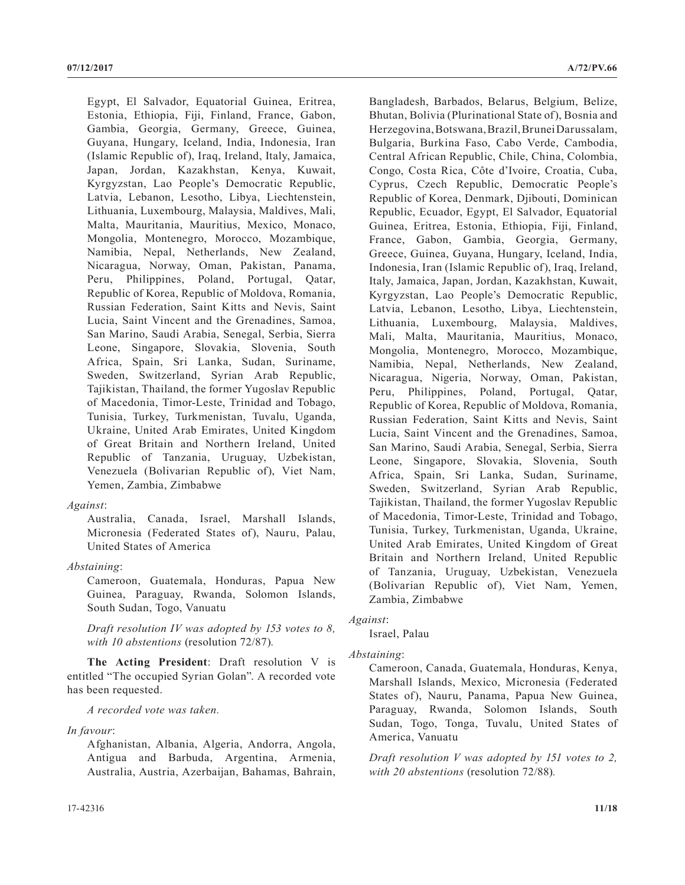Egypt, El Salvador, Equatorial Guinea, Eritrea, Estonia, Ethiopia, Fiji, Finland, France, Gabon, Gambia, Georgia, Germany, Greece, Guinea, Guyana, Hungary, Iceland, India, Indonesia, Iran (Islamic Republic of), Iraq, Ireland, Italy, Jamaica, Japan, Jordan, Kazakhstan, Kenya, Kuwait, Kyrgyzstan, Lao People's Democratic Republic, Latvia, Lebanon, Lesotho, Libya, Liechtenstein, Lithuania, Luxembourg, Malaysia, Maldives, Mali, Malta, Mauritania, Mauritius, Mexico, Monaco, Mongolia, Montenegro, Morocco, Mozambique, Namibia, Nepal, Netherlands, New Zealand, Nicaragua, Norway, Oman, Pakistan, Panama, Peru, Philippines, Poland, Portugal, Qatar, Republic of Korea, Republic of Moldova, Romania, Russian Federation, Saint Kitts and Nevis, Saint Lucia, Saint Vincent and the Grenadines, Samoa, San Marino, Saudi Arabia, Senegal, Serbia, Sierra Leone, Singapore, Slovakia, Slovenia, South Africa, Spain, Sri Lanka, Sudan, Suriname, Sweden, Switzerland, Syrian Arab Republic, Tajikistan, Thailand, the former Yugoslav Republic of Macedonia, Timor-Leste, Trinidad and Tobago, Tunisia, Turkey, Turkmenistan, Tuvalu, Uganda, Ukraine, United Arab Emirates, United Kingdom of Great Britain and Northern Ireland, United Republic of Tanzania, Uruguay, Uzbekistan, Venezuela (Bolivarian Republic of), Viet Nam, Yemen, Zambia, Zimbabwe

*Against*:

Australia, Canada, Israel, Marshall Islands, Micronesia (Federated States of), Nauru, Palau, United States of America

*Abstaining*:

Cameroon, Guatemala, Honduras, Papua New Guinea, Paraguay, Rwanda, Solomon Islands, South Sudan, Togo, Vanuatu

*Draft resolution IV was adopted by 153 votes to 8, with 10 abstentions* (resolution 72/87).

**The Acting President**: Draft resolution V is entitled "The occupied Syrian Golan". A recorded vote has been requested.

*A recorded vote was taken.*

*In favour*:

Afghanistan, Albania, Algeria, Andorra, Angola, Antigua and Barbuda, Argentina, Armenia, Australia, Austria, Azerbaijan, Bahamas, Bahrain, Bangladesh, Barbados, Belarus, Belgium, Belize, Bhutan, Bolivia (Plurinational State of), Bosnia and Herzegovina, Botswana, Brazil, Brunei Darussalam, Bulgaria, Burkina Faso, Cabo Verde, Cambodia, Central African Republic, Chile, China, Colombia, Congo, Costa Rica, Côte d'Ivoire, Croatia, Cuba, Cyprus, Czech Republic, Democratic People's Republic of Korea, Denmark, Djibouti, Dominican Republic, Ecuador, Egypt, El Salvador, Equatorial Guinea, Eritrea, Estonia, Ethiopia, Fiji, Finland, France, Gabon, Gambia, Georgia, Germany, Greece, Guinea, Guyana, Hungary, Iceland, India, Indonesia, Iran (Islamic Republic of), Iraq, Ireland, Italy, Jamaica, Japan, Jordan, Kazakhstan, Kuwait, Kyrgyzstan, Lao People's Democratic Republic, Latvia, Lebanon, Lesotho, Libya, Liechtenstein, Lithuania, Luxembourg, Malaysia, Maldives, Mali, Malta, Mauritania, Mauritius, Monaco, Mongolia, Montenegro, Morocco, Mozambique, Namibia, Nepal, Netherlands, New Zealand, Nicaragua, Nigeria, Norway, Oman, Pakistan, Peru, Philippines, Poland, Portugal, Qatar, Republic of Korea, Republic of Moldova, Romania, Russian Federation, Saint Kitts and Nevis, Saint Lucia, Saint Vincent and the Grenadines, Samoa, San Marino, Saudi Arabia, Senegal, Serbia, Sierra Leone, Singapore, Slovakia, Slovenia, South Africa, Spain, Sri Lanka, Sudan, Suriname, Sweden, Switzerland, Syrian Arab Republic, Tajikistan, Thailand, the former Yugoslav Republic of Macedonia, Timor-Leste, Trinidad and Tobago, Tunisia, Turkey, Turkmenistan, Uganda, Ukraine, United Arab Emirates, United Kingdom of Great Britain and Northern Ireland, United Republic of Tanzania, Uruguay, Uzbekistan, Venezuela (Bolivarian Republic of), Viet Nam, Yemen, Zambia, Zimbabwe

*Against*:

Israel, Palau

*Abstaining*:

Cameroon, Canada, Guatemala, Honduras, Kenya, Marshall Islands, Mexico, Micronesia (Federated States of), Nauru, Panama, Papua New Guinea, Paraguay, Rwanda, Solomon Islands, South Sudan, Togo, Tonga, Tuvalu, United States of America, Vanuatu

*Draft resolution V was adopted by 151 votes to 2, with 20 abstentions* (resolution 72/88).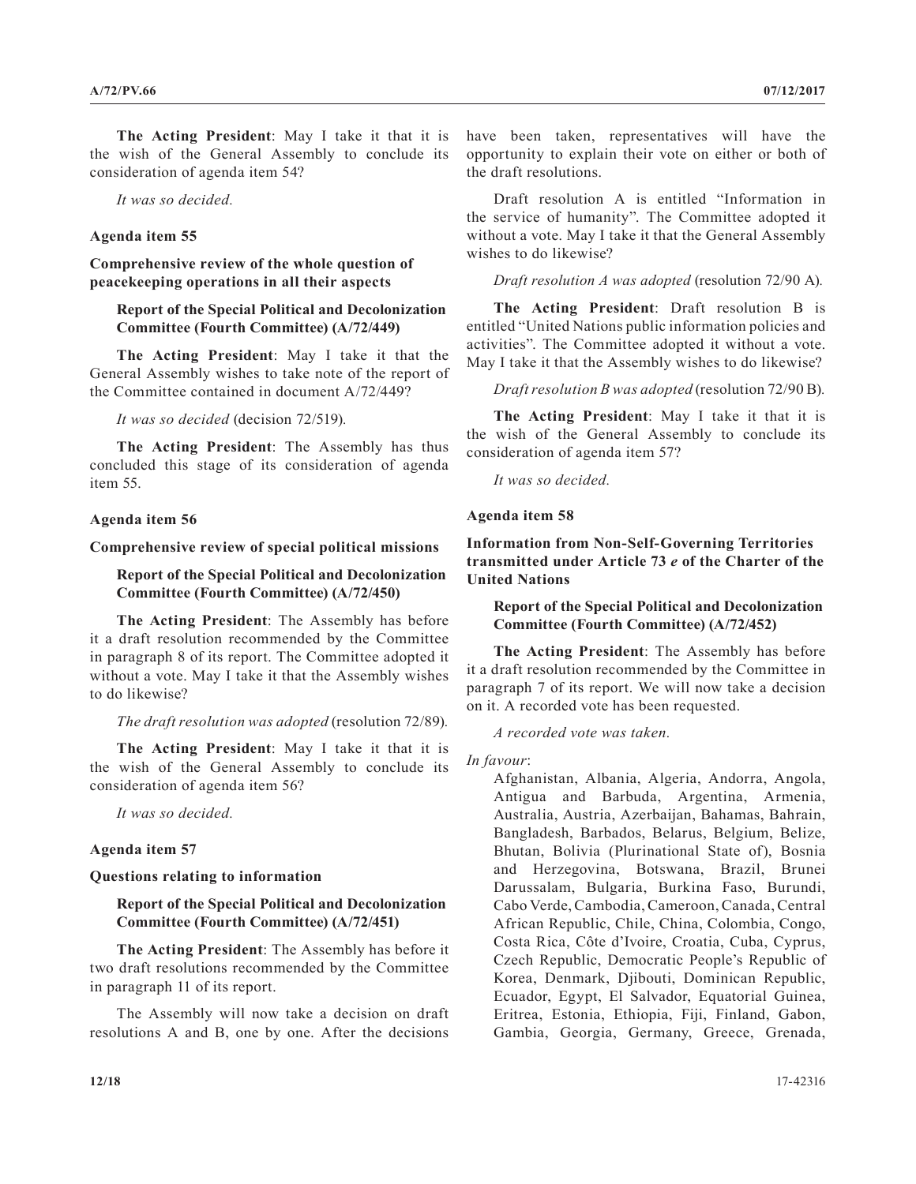**The Acting President**: May I take it that it is the wish of the General Assembly to conclude its consideration of agenda item 54?

*It was so decided.*

**Agenda item 55**

**Comprehensive review of the whole question of peacekeeping operations in all their aspects**

**Report of the Special Political and Decolonization Committee (Fourth Committee) (A/72/449)**

**The Acting President**: May I take it that the General Assembly wishes to take note of the report of the Committee contained in document A/72/449?

*It was so decided* (decision 72/519)*.*

**The Acting President**: The Assembly has thus concluded this stage of its consideration of agenda item 55.

**Agenda item 56**

**Comprehensive review of special political missions**

**Report of the Special Political and Decolonization Committee (Fourth Committee) (A/72/450)**

**The Acting President**: The Assembly has before it a draft resolution recommended by the Committee in paragraph 8 of its report. The Committee adopted it without a vote. May I take it that the Assembly wishes to do likewise?

*The draft resolution was adopted* (resolution 72/89)*.*

**The Acting President**: May I take it that it is the wish of the General Assembly to conclude its consideration of agenda item 56?

*It was so decided.*

**Agenda item 57**

**Questions relating to information**

**Report of the Special Political and Decolonization Committee (Fourth Committee) (A/72/451)**

**The Acting President**: The Assembly has before it two draft resolutions recommended by the Committee in paragraph 11 of its report.

The Assembly will now take a decision on draft resolutions A and B, one by one. After the decisions have been taken, representatives will have the opportunity to explain their vote on either or both of the draft resolutions.

Draft resolution A is entitled "Information in the service of humanity". The Committee adopted it without a vote. May I take it that the General Assembly wishes to do likewise?

*Draft resolution A was adopted* (resolution 72/90 A)*.*

**The Acting President**: Draft resolution B is entitled "United Nations public information policies and activities". The Committee adopted it without a vote. May I take it that the Assembly wishes to do likewise?

*Draft resolution B was adopted* (resolution 72/90 B)*.*

**The Acting President**: May I take it that it is the wish of the General Assembly to conclude its consideration of agenda item 57?

*It was so decided.*

**Agenda item 58**

**Information from Non-Self-Governing Territories transmitted under Article 73 *e* of the Charter of the United Nations**

**Report of the Special Political and Decolonization Committee (Fourth Committee) (A/72/452)**

**The Acting President**: The Assembly has before it a draft resolution recommended by the Committee in paragraph 7 of its report. We will now take a decision on it. A recorded vote has been requested.

*A recorded vote was taken.*

*In favour*:

Afghanistan, Albania, Algeria, Andorra, Angola, Antigua and Barbuda, Argentina, Armenia, Australia, Austria, Azerbaijan, Bahamas, Bahrain, Bangladesh, Barbados, Belarus, Belgium, Belize, Bhutan, Bolivia (Plurinational State of), Bosnia and Herzegovina, Botswana, Brazil, Brunei Darussalam, Bulgaria, Burkina Faso, Burundi, Cabo Verde, Cambodia, Cameroon, Canada, Central African Republic, Chile, China, Colombia, Congo, Costa Rica, Côte d'Ivoire, Croatia, Cuba, Cyprus, Czech Republic, Democratic People's Republic of Korea, Denmark, Djibouti, Dominican Republic, Ecuador, Egypt, El Salvador, Equatorial Guinea, Eritrea, Estonia, Ethiopia, Fiji, Finland, Gabon, Gambia, Georgia, Germany, Greece, Grenada,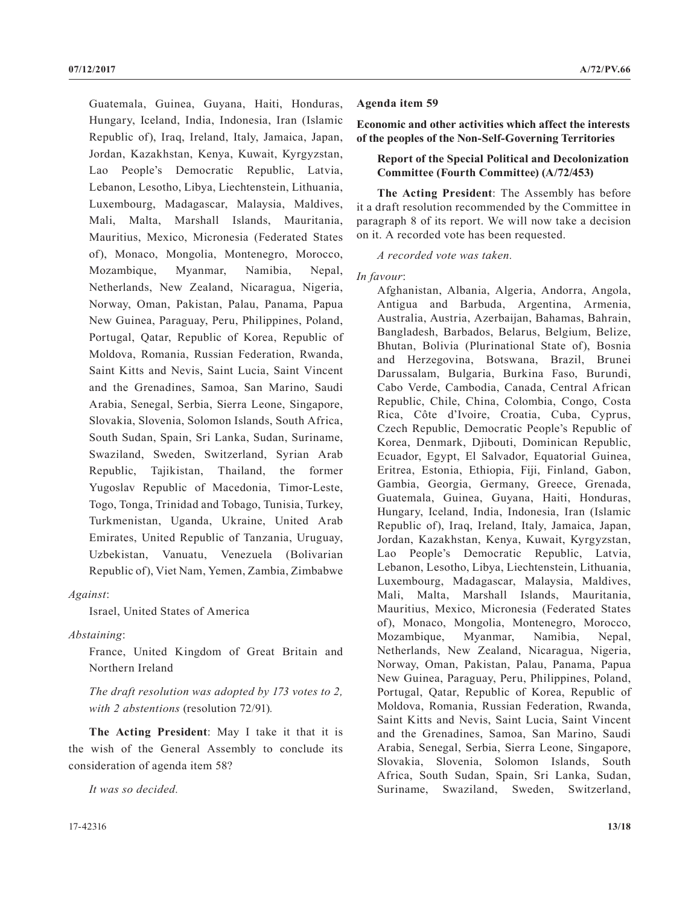Guatemala, Guinea, Guyana, Haiti, Honduras, Hungary, Iceland, India, Indonesia, Iran (Islamic Republic of), Iraq, Ireland, Italy, Jamaica, Japan, Jordan, Kazakhstan, Kenya, Kuwait, Kyrgyzstan, Lao People's Democratic Republic, Latvia, Lebanon, Lesotho, Libya, Liechtenstein, Lithuania, Luxembourg, Madagascar, Malaysia, Maldives, Mali, Malta, Marshall Islands, Mauritania, Mauritius, Mexico, Micronesia (Federated States of), Monaco, Mongolia, Montenegro, Morocco, Mozambique, Myanmar, Namibia, Nepal, Netherlands, New Zealand, Nicaragua, Nigeria, Norway, Oman, Pakistan, Palau, Panama, Papua New Guinea, Paraguay, Peru, Philippines, Poland, Portugal, Qatar, Republic of Korea, Republic of Moldova, Romania, Russian Federation, Rwanda, Saint Kitts and Nevis, Saint Lucia, Saint Vincent and the Grenadines, Samoa, San Marino, Saudi Arabia, Senegal, Serbia, Sierra Leone, Singapore, Slovakia, Slovenia, Solomon Islands, South Africa, South Sudan, Spain, Sri Lanka, Sudan, Suriname, Swaziland, Sweden, Switzerland, Syrian Arab Republic, Tajikistan, Thailand, the former Yugoslav Republic of Macedonia, Timor-Leste, Togo, Tonga, Trinidad and Tobago, Tunisia, Turkey, Turkmenistan, Uganda, Ukraine, United Arab Emirates, United Republic of Tanzania, Uruguay, Uzbekistan, Vanuatu, Venezuela (Bolivarian Republic of), Viet Nam, Yemen, Zambia, Zimbabwe

*Against*:

Israel, United States of America

*Abstaining*:

France, United Kingdom of Great Britain and Northern Ireland

*The draft resolution was adopted by 173 votes to 2, with 2 abstentions* (resolution 72/91)*.*

**The Acting President**: May I take it that it is the wish of the General Assembly to conclude its consideration of agenda item 58?

*It was so decided.*

**Agenda item 59**

**Economic and other activities which affect the interests of the peoples of the Non-Self-Governing Territories**

**Report of the Special Political and Decolonization Committee (Fourth Committee) (A/72/453)**

**The Acting President**: The Assembly has before it a draft resolution recommended by the Committee in paragraph 8 of its report. We will now take a decision on it. A recorded vote has been requested.

*A recorded vote was taken.*

*In favour*:

Afghanistan, Albania, Algeria, Andorra, Angola, Antigua and Barbuda, Argentina, Armenia, Australia, Austria, Azerbaijan, Bahamas, Bahrain, Bangladesh, Barbados, Belarus, Belgium, Belize, Bhutan, Bolivia (Plurinational State of), Bosnia and Herzegovina, Botswana, Brazil, Brunei Darussalam, Bulgaria, Burkina Faso, Burundi, Cabo Verde, Cambodia, Canada, Central African Republic, Chile, China, Colombia, Congo, Costa Rica, Côte d'Ivoire, Croatia, Cuba, Cyprus, Czech Republic, Democratic People's Republic of Korea, Denmark, Djibouti, Dominican Republic, Ecuador, Egypt, El Salvador, Equatorial Guinea, Eritrea, Estonia, Ethiopia, Fiji, Finland, Gabon, Gambia, Georgia, Germany, Greece, Grenada, Guatemala, Guinea, Guyana, Haiti, Honduras, Hungary, Iceland, India, Indonesia, Iran (Islamic Republic of), Iraq, Ireland, Italy, Jamaica, Japan, Jordan, Kazakhstan, Kenya, Kuwait, Kyrgyzstan, Lao People's Democratic Republic, Latvia, Lebanon, Lesotho, Libya, Liechtenstein, Lithuania, Luxembourg, Madagascar, Malaysia, Maldives, Mali, Malta, Marshall Islands, Mauritania, Mauritius, Mexico, Micronesia (Federated States of), Monaco, Mongolia, Montenegro, Morocco, Mozambique, Myanmar, Namibia, Nepal, Netherlands, New Zealand, Nicaragua, Nigeria, Norway, Oman, Pakistan, Palau, Panama, Papua New Guinea, Paraguay, Peru, Philippines, Poland, Portugal, Qatar, Republic of Korea, Republic of Moldova, Romania, Russian Federation, Rwanda, Saint Kitts and Nevis, Saint Lucia, Saint Vincent and the Grenadines, Samoa, San Marino, Saudi Arabia, Senegal, Serbia, Sierra Leone, Singapore, Slovakia, Slovenia, Solomon Islands, South Africa, South Sudan, Spain, Sri Lanka, Sudan, Suriname, Swaziland, Sweden, Switzerland,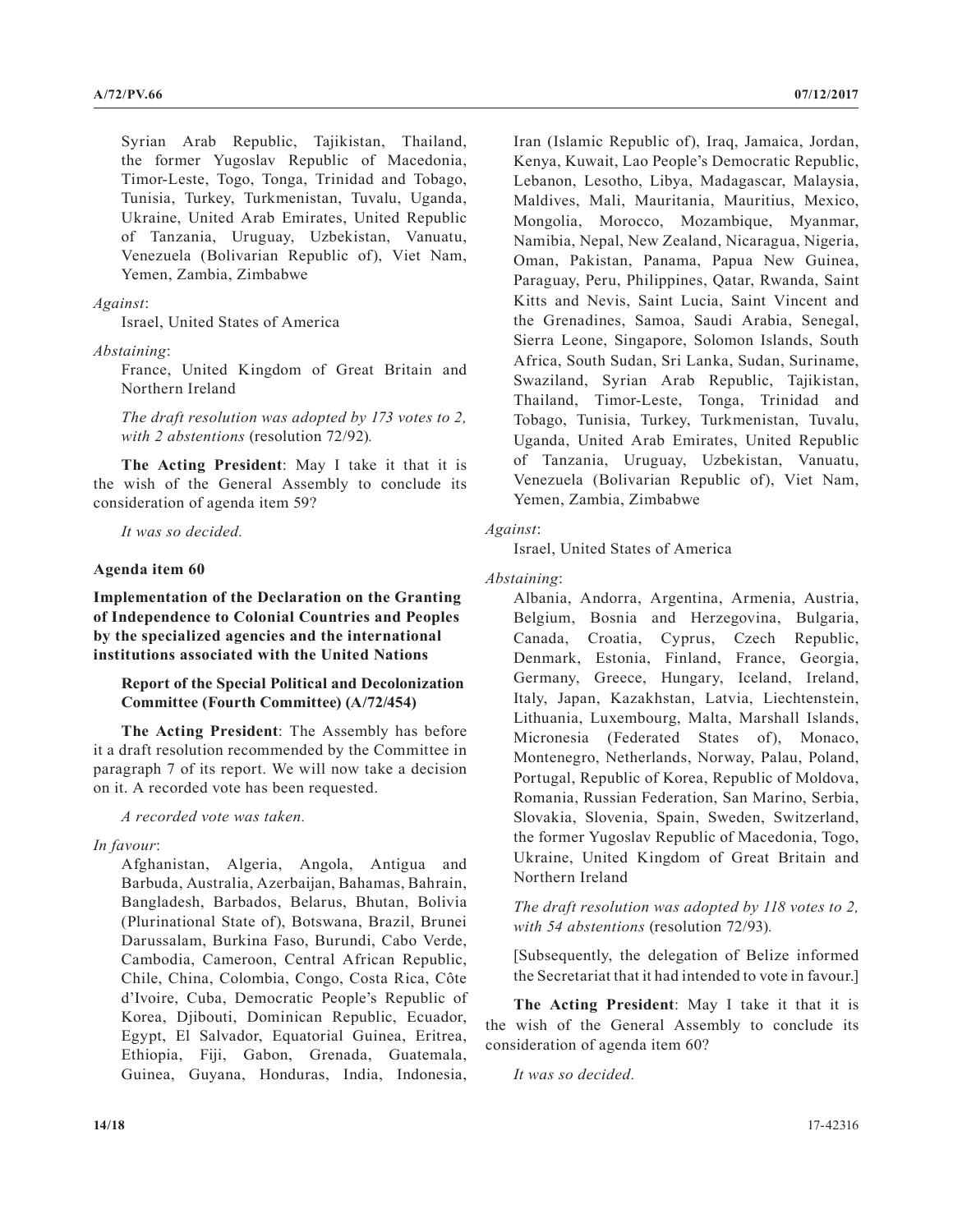Syrian Arab Republic, Tajikistan, Thailand, the former Yugoslav Republic of Macedonia, Timor-Leste, Togo, Tonga, Trinidad and Tobago, Tunisia, Turkey, Turkmenistan, Tuvalu, Uganda, Ukraine, United Arab Emirates, United Republic of Tanzania, Uruguay, Uzbekistan, Vanuatu, Venezuela (Bolivarian Republic of), Viet Nam, Yemen, Zambia, Zimbabwe

*Against*:

Israel, United States of America

*Abstaining*:

France, United Kingdom of Great Britain and Northern Ireland

*The draft resolution was adopted by 173 votes to 2, with 2 abstentions* (resolution 72/92)*.*

**The Acting President**: May I take it that it is the wish of the General Assembly to conclude its consideration of agenda item 59?

*It was so decided.*

**Agenda item 60**

**Implementation of the Declaration on the Granting of Independence to Colonial Countries and Peoples by the specialized agencies and the international institutions associated with the United Nations**

**Report of the Special Political and Decolonization Committee (Fourth Committee) (A/72/454)**

**The Acting President**: The Assembly has before it a draft resolution recommended by the Committee in paragraph 7 of its report. We will now take a decision on it. A recorded vote has been requested.

*A recorded vote was taken.*

*In favour*:

Afghanistan, Algeria, Angola, Antigua and Barbuda, Australia, Azerbaijan, Bahamas, Bahrain, Bangladesh, Barbados, Belarus, Bhutan, Bolivia (Plurinational State of), Botswana, Brazil, Brunei Darussalam, Burkina Faso, Burundi, Cabo Verde, Cambodia, Cameroon, Central African Republic, Chile, China, Colombia, Congo, Costa Rica, Côte d'Ivoire, Cuba, Democratic People's Republic of Korea, Djibouti, Dominican Republic, Ecuador, Egypt, El Salvador, Equatorial Guinea, Eritrea, Ethiopia, Fiji, Gabon, Grenada, Guatemala, Guinea, Guyana, Honduras, India, Indonesia, Iran (Islamic Republic of), Iraq, Jamaica, Jordan, Kenya, Kuwait, Lao People's Democratic Republic, Lebanon, Lesotho, Libya, Madagascar, Malaysia, Maldives, Mali, Mauritania, Mauritius, Mexico, Mongolia, Morocco, Mozambique, Myanmar, Namibia, Nepal, New Zealand, Nicaragua, Nigeria, Oman, Pakistan, Panama, Papua New Guinea, Paraguay, Peru, Philippines, Qatar, Rwanda, Saint Kitts and Nevis, Saint Lucia, Saint Vincent and the Grenadines, Samoa, Saudi Arabia, Senegal, Sierra Leone, Singapore, Solomon Islands, South Africa, South Sudan, Sri Lanka, Sudan, Suriname, Swaziland, Syrian Arab Republic, Tajikistan, Thailand, Timor-Leste, Tonga, Trinidad and Tobago, Tunisia, Turkey, Turkmenistan, Tuvalu, Uganda, United Arab Emirates, United Republic of Tanzania, Uruguay, Uzbekistan, Vanuatu, Venezuela (Bolivarian Republic of), Viet Nam, Yemen, Zambia, Zimbabwe

*Against*:

Israel, United States of America

*Abstaining*:

Albania, Andorra, Argentina, Armenia, Austria, Belgium, Bosnia and Herzegovina, Bulgaria, Canada, Croatia, Cyprus, Czech Republic, Denmark, Estonia, Finland, France, Georgia, Germany, Greece, Hungary, Iceland, Ireland, Italy, Japan, Kazakhstan, Latvia, Liechtenstein, Lithuania, Luxembourg, Malta, Marshall Islands, Micronesia (Federated States of), Monaco, Montenegro, Netherlands, Norway, Palau, Poland, Portugal, Republic of Korea, Republic of Moldova, Romania, Russian Federation, San Marino, Serbia, Slovakia, Slovenia, Spain, Sweden, Switzerland, the former Yugoslav Republic of Macedonia, Togo, Ukraine, United Kingdom of Great Britain and Northern Ireland

*The draft resolution was adopted by 118 votes to 2, with 54 abstentions* (resolution 72/93)*.*

[Subsequently, the delegation of Belize informed the Secretariat that it had intended to vote in favour.]

**The Acting President**: May I take it that it is the wish of the General Assembly to conclude its consideration of agenda item 60?

*It was so decided.*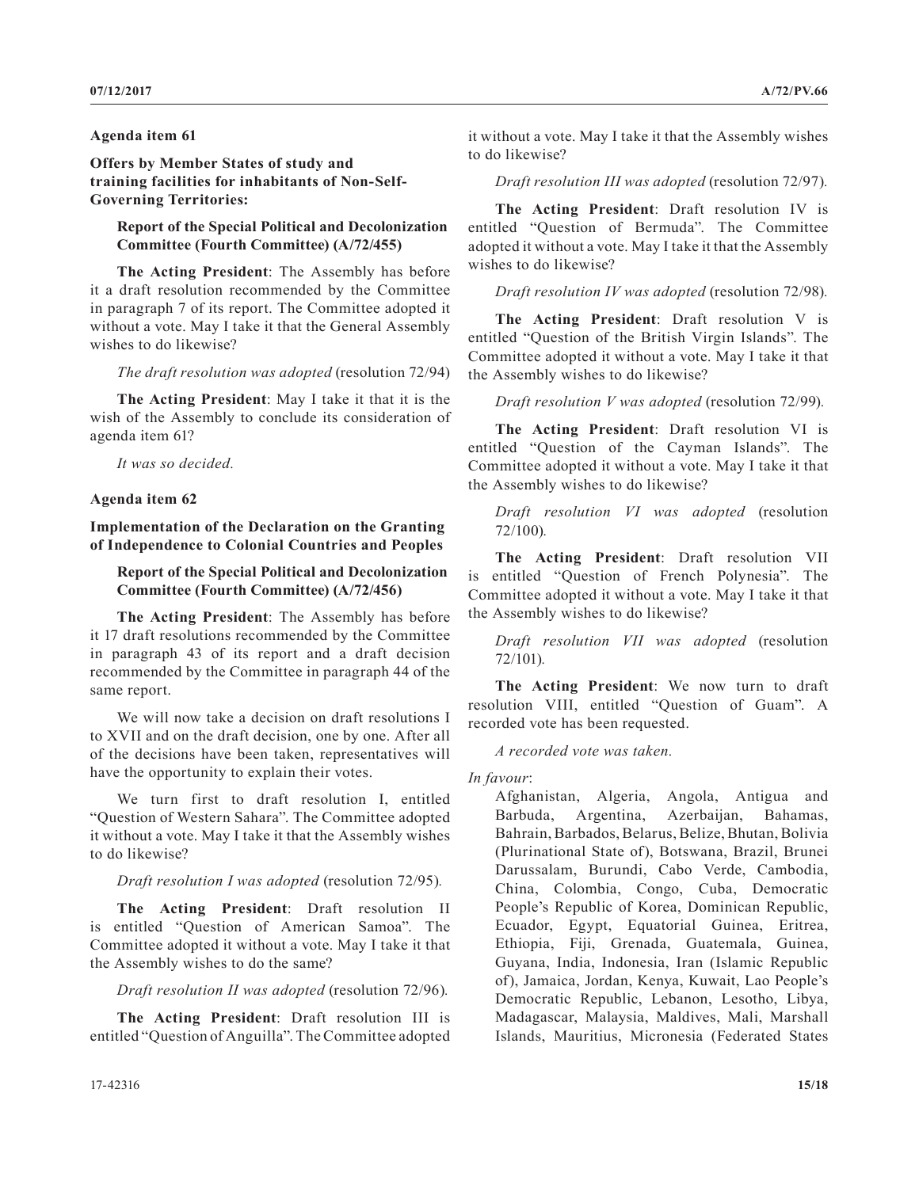## Agenda item 61

### Offers by Member States of study and training facilities for inhabitants of Non-Self-Governing Territories:

#### Report of the Special Political and Decolonization Committee (Fourth Committee) (A/72/455)

**The Acting President**: The Assembly has before it a draft resolution recommended by the Committee in paragraph 7 of its report. The Committee adopted it without a vote. May I take it that the General Assembly wishes to do likewise?

*The draft resolution was adopted* (resolution 72/94)

**The Acting President**: May I take it that it is the wish of the Assembly to conclude its consideration of agenda item 61?

*It was so decided.*

## Agenda item 62

### Implementation of the Declaration on the Granting of Independence to Colonial Countries and Peoples

#### Report of the Special Political and Decolonization Committee (Fourth Committee) (A/72/456)

**The Acting President**: The Assembly has before it 17 draft resolutions recommended by the Committee in paragraph 43 of its report and a draft decision recommended by the Committee in paragraph 44 of the same report.

We will now take a decision on draft resolutions I to XVII and on the draft decision, one by one. After all of the decisions have been taken, representatives will have the opportunity to explain their votes.

We turn first to draft resolution I, entitled "Question of Western Sahara". The Committee adopted it without a vote. May I take it that the Assembly wishes to do likewise?

*Draft resolution I was adopted* (resolution 72/95)*.*

**The Acting President**: Draft resolution II is entitled "Question of American Samoa". The Committee adopted it without a vote. May I take it that the Assembly wishes to do the same?

*Draft resolution II was adopted* (resolution 72/96)*.*

**The Acting President**: Draft resolution III is entitled "Question of Anguilla". The Committee adopted it without a vote. May I take it that the Assembly wishes to do likewise?

*Draft resolution III was adopted* (resolution 72/97)*.*

**The Acting President**: Draft resolution IV is entitled "Question of Bermuda". The Committee adopted it without a vote. May I take it that the Assembly wishes to do likewise?

*Draft resolution IV was adopted* (resolution 72/98)*.*

**The Acting President**: Draft resolution V is entitled "Question of the British Virgin Islands". The Committee adopted it without a vote. May I take it that the Assembly wishes to do likewise?

*Draft resolution V was adopted* (resolution 72/99)*.*

**The Acting President**: Draft resolution VI is entitled "Question of the Cayman Islands". The Committee adopted it without a vote. May I take it that the Assembly wishes to do likewise?

*Draft resolution VI was adopted* (resolution 72/100)*.*

**The Acting President**: Draft resolution VII is entitled "Question of French Polynesia". The Committee adopted it without a vote. May I take it that the Assembly wishes to do likewise?

*Draft resolution VII was adopted* (resolution 72/101)*.*

**The Acting President**: We now turn to draft resolution VIII, entitled "Question of Guam". A recorded vote has been requested.

*A recorded vote was taken.*

*In favour*:

Afghanistan, Algeria, Angola, Antigua and Barbuda, Argentina, Azerbaijan, Bahamas, Bahrain, Barbados, Belarus, Belize, Bhutan, Bolivia (Plurinational State of), Botswana, Brazil, Brunei Darussalam, Burundi, Cabo Verde, Cambodia, China, Colombia, Congo, Cuba, Democratic People's Republic of Korea, Dominican Republic, Ecuador, Egypt, Equatorial Guinea, Eritrea, Ethiopia, Fiji, Grenada, Guatemala, Guinea, Guyana, India, Indonesia, Iran (Islamic Republic of), Jamaica, Jordan, Kenya, Kuwait, Lao People's Democratic Republic, Lebanon, Lesotho, Libya, Madagascar, Malaysia, Maldives, Mali, Marshall Islands, Mauritius, Micronesia (Federated States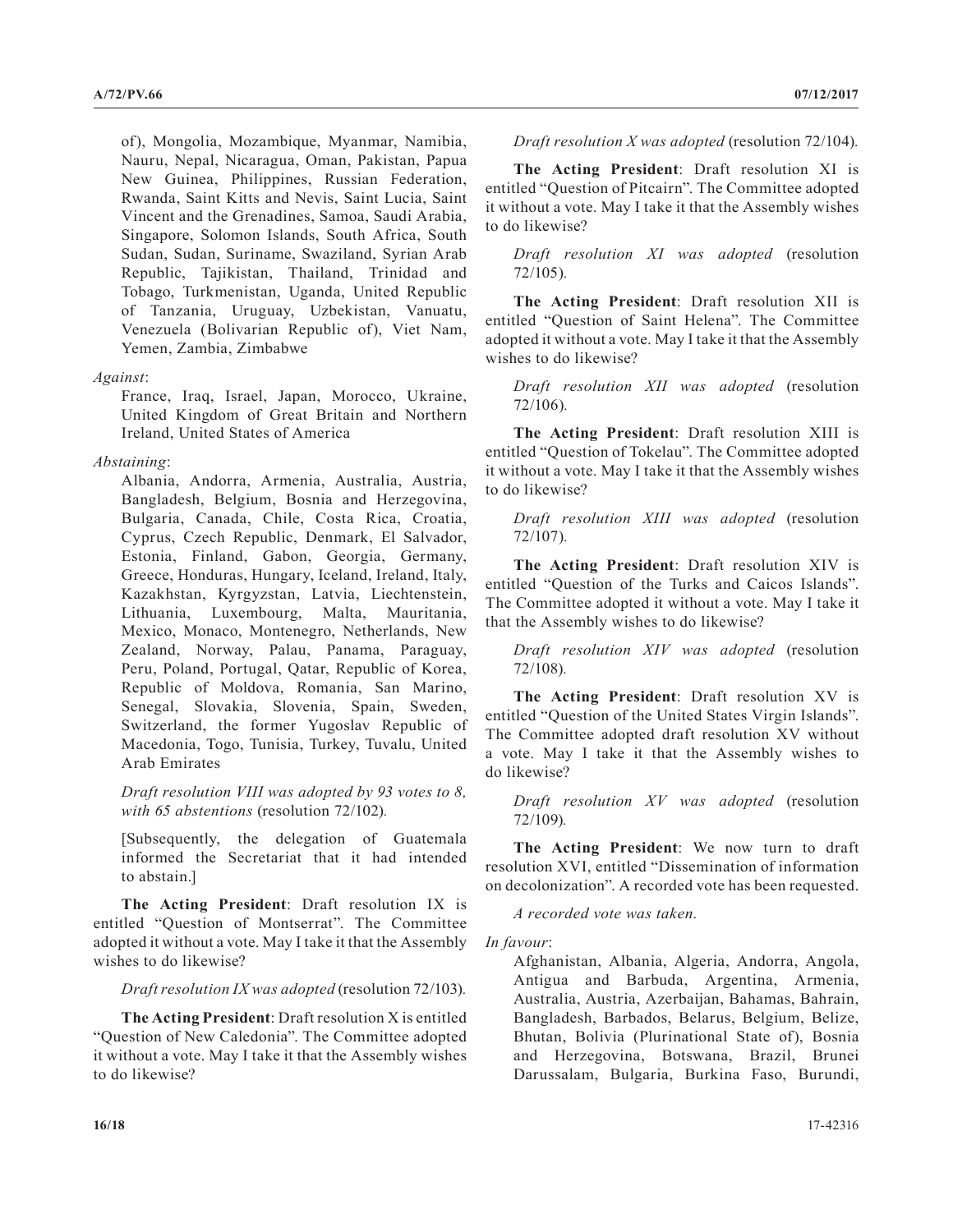of), Mongolia, Mozambique, Myanmar, Namibia, Nauru, Nepal, Nicaragua, Oman, Pakistan, Papua New Guinea, Philippines, Russian Federation, Rwanda, Saint Kitts and Nevis, Saint Lucia, Saint Vincent and the Grenadines, Samoa, Saudi Arabia, Singapore, Solomon Islands, South Africa, South Sudan, Sudan, Suriname, Swaziland, Syrian Arab Republic, Tajikistan, Thailand, Trinidad and Tobago, Turkmenistan, Uganda, United Republic of Tanzania, Uruguay, Uzbekistan, Vanuatu, Venezuela (Bolivarian Republic of), Viet Nam, Yemen, Zambia, Zimbabwe

*Against*:

France, Iraq, Israel, Japan, Morocco, Ukraine, United Kingdom of Great Britain and Northern Ireland, United States of America

*Abstaining*:

Albania, Andorra, Armenia, Australia, Austria, Bangladesh, Belgium, Bosnia and Herzegovina, Bulgaria, Canada, Chile, Costa Rica, Croatia, Cyprus, Czech Republic, Denmark, El Salvador, Estonia, Finland, Gabon, Georgia, Germany, Greece, Honduras, Hungary, Iceland, Ireland, Italy, Kazakhstan, Kyrgyzstan, Latvia, Liechtenstein, Lithuania, Luxembourg, Malta, Mauritania, Mexico, Monaco, Montenegro, Netherlands, New Zealand, Norway, Palau, Panama, Paraguay, Peru, Poland, Portugal, Qatar, Republic of Korea, Republic of Moldova, Romania, San Marino, Senegal, Slovakia, Slovenia, Spain, Sweden, Switzerland, the former Yugoslav Republic of Macedonia, Togo, Tunisia, Turkey, Tuvalu, United Arab Emirates

*Draft resolution VIII was adopted by 93 votes to 8, with 65 abstentions* (resolution 72/102).

[Subsequently, the delegation of Guatemala informed the Secretariat that it had intended to abstain.]

**The Acting President**: Draft resolution IX is entitled "Question of Montserrat". The Committee adopted it without a vote. May I take it that the Assembly wishes to do likewise?

*Draft resolution IX was adopted* (resolution 72/103).

**The Acting President**: Draft resolution X is entitled "Question of New Caledonia". The Committee adopted it without a vote. May I take it that the Assembly wishes to do likewise?

*Draft resolution X was adopted* (resolution 72/104).

**The Acting President**: Draft resolution XI is entitled "Question of Pitcairn". The Committee adopted it without a vote. May I take it that the Assembly wishes to do likewise?

*Draft resolution XI was adopted* (resolution 72/105).

**The Acting President**: Draft resolution XII is entitled "Question of Saint Helena". The Committee adopted it without a vote. May I take it that the Assembly wishes to do likewise?

*Draft resolution XII was adopted* (resolution 72/106).

**The Acting President**: Draft resolution XIII is entitled "Question of Tokelau". The Committee adopted it without a vote. May I take it that the Assembly wishes to do likewise?

*Draft resolution XIII was adopted* (resolution 72/107).

**The Acting President**: Draft resolution XIV is entitled "Question of the Turks and Caicos Islands". The Committee adopted it without a vote. May I take it that the Assembly wishes to do likewise?

*Draft resolution XIV was adopted* (resolution 72/108).

**The Acting President**: Draft resolution XV is entitled "Question of the United States Virgin Islands". The Committee adopted draft resolution XV without a vote. May I take it that the Assembly wishes to do likewise?

*Draft resolution XV was adopted* (resolution 72/109).

**The Acting President**: We now turn to draft resolution XVI, entitled "Dissemination of information on decolonization". A recorded vote has been requested.

*A recorded vote was taken.*

*In favour*:

Afghanistan, Albania, Algeria, Andorra, Angola, Antigua and Barbuda, Argentina, Armenia, Australia, Austria, Azerbaijan, Bahamas, Bahrain, Bangladesh, Barbados, Belarus, Belgium, Belize, Bhutan, Bolivia (Plurinational State of), Bosnia and Herzegovina, Botswana, Brazil, Brunei Darussalam, Bulgaria, Burkina Faso, Burundi,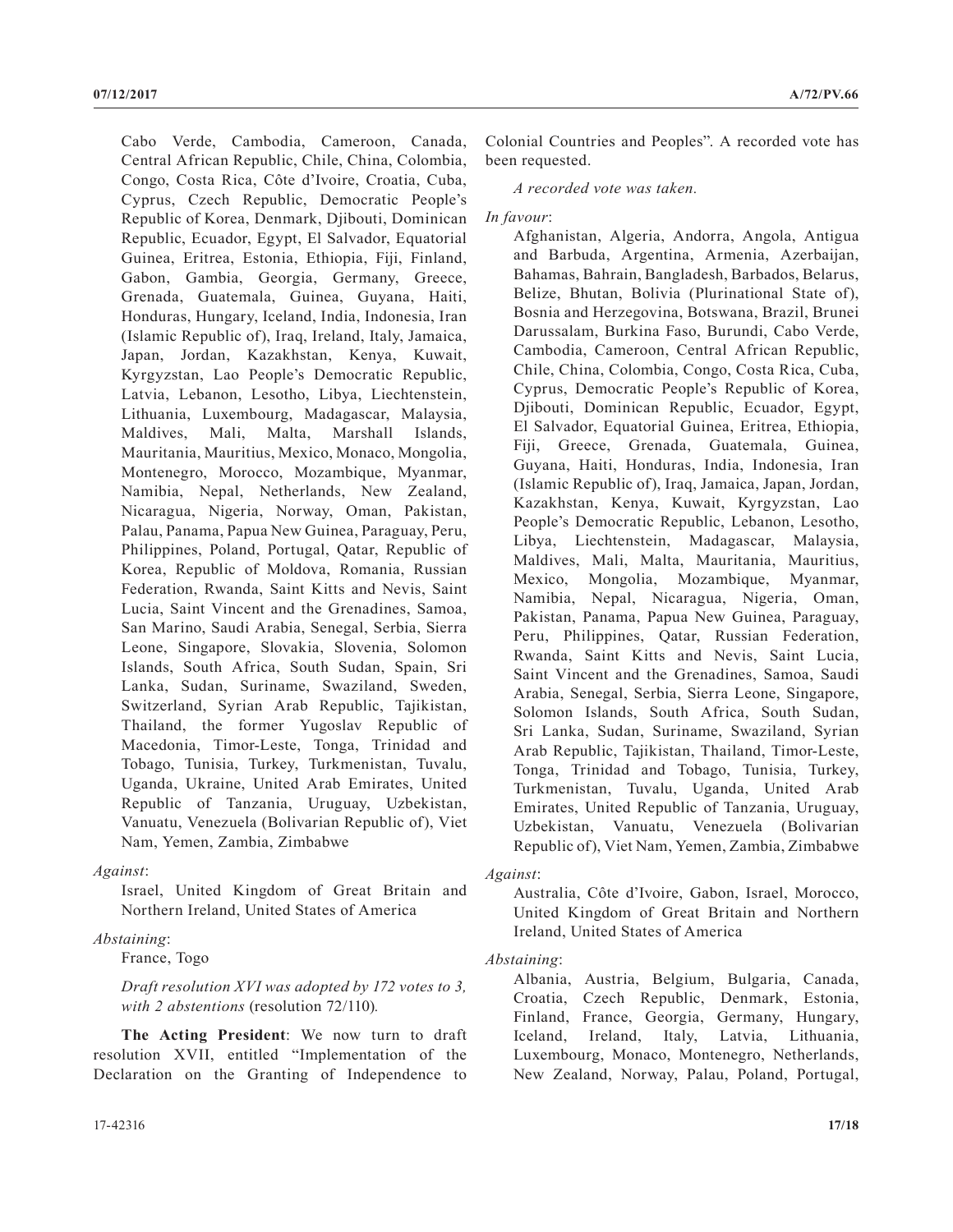Cabo Verde, Cambodia, Cameroon, Canada, Central African Republic, Chile, China, Colombia, Congo, Costa Rica, Côte d'Ivoire, Croatia, Cuba, Cyprus, Czech Republic, Democratic People's Republic of Korea, Denmark, Djibouti, Dominican Republic, Ecuador, Egypt, El Salvador, Equatorial Guinea, Eritrea, Estonia, Ethiopia, Fiji, Finland, Gabon, Gambia, Georgia, Germany, Greece, Grenada, Guatemala, Guinea, Guyana, Haiti, Honduras, Hungary, Iceland, India, Indonesia, Iran (Islamic Republic of), Iraq, Ireland, Italy, Jamaica, Japan, Jordan, Kazakhstan, Kenya, Kuwait, Kyrgyzstan, Lao People's Democratic Republic, Latvia, Lebanon, Lesotho, Libya, Liechtenstein, Lithuania, Luxembourg, Madagascar, Malaysia, Maldives, Mali, Malta, Marshall Islands, Mauritania, Mauritius, Mexico, Monaco, Mongolia, Montenegro, Morocco, Mozambique, Myanmar, Namibia, Nepal, Netherlands, New Zealand, Nicaragua, Nigeria, Norway, Oman, Pakistan, Palau, Panama, Papua New Guinea, Paraguay, Peru, Philippines, Poland, Portugal, Qatar, Republic of Korea, Republic of Moldova, Romania, Russian Federation, Rwanda, Saint Kitts and Nevis, Saint Lucia, Saint Vincent and the Grenadines, Samoa, San Marino, Saudi Arabia, Senegal, Serbia, Sierra Leone, Singapore, Slovakia, Slovenia, Solomon Islands, South Africa, South Sudan, Spain, Sri Lanka, Sudan, Suriname, Swaziland, Sweden, Switzerland, Syrian Arab Republic, Tajikistan, Thailand, the former Yugoslav Republic of Macedonia, Timor-Leste, Tonga, Trinidad and Tobago, Tunisia, Turkey, Turkmenistan, Tuvalu, Uganda, Ukraine, United Arab Emirates, United Republic of Tanzania, Uruguay, Uzbekistan, Vanuatu, Venezuela (Bolivarian Republic of), Viet Nam, Yemen, Zambia, Zimbabwe

*Against*:

Israel, United Kingdom of Great Britain and Northern Ireland, United States of America

*Abstaining*:

France, Togo

*Draft resolution XVI was adopted by 172 votes to 3, with 2 abstentions* (resolution 72/110)*.*

**The Acting President**: We now turn to draft resolution XVII, entitled "Implementation of the Declaration on the Granting of Independence to Colonial Countries and Peoples". A recorded vote has been requested.

*A recorded vote was taken.*

*In favour*:

Afghanistan, Algeria, Andorra, Angola, Antigua and Barbuda, Argentina, Armenia, Azerbaijan, Bahamas, Bahrain, Bangladesh, Barbados, Belarus, Belize, Bhutan, Bolivia (Plurinational State of), Bosnia and Herzegovina, Botswana, Brazil, Brunei Darussalam, Burkina Faso, Burundi, Cabo Verde, Cambodia, Cameroon, Central African Republic, Chile, China, Colombia, Congo, Costa Rica, Cuba, Cyprus, Democratic People's Republic of Korea, Djibouti, Dominican Republic, Ecuador, Egypt, El Salvador, Equatorial Guinea, Eritrea, Ethiopia, Fiji, Greece, Grenada, Guatemala, Guinea, Guyana, Haiti, Honduras, India, Indonesia, Iran (Islamic Republic of), Iraq, Jamaica, Japan, Jordan, Kazakhstan, Kenya, Kuwait, Kyrgyzstan, Lao People's Democratic Republic, Lebanon, Lesotho, Libya, Liechtenstein, Madagascar, Malaysia, Maldives, Mali, Malta, Mauritania, Mauritius, Mexico, Mongolia, Mozambique, Myanmar, Namibia, Nepal, Nicaragua, Nigeria, Oman, Pakistan, Panama, Papua New Guinea, Paraguay, Peru, Philippines, Qatar, Russian Federation, Rwanda, Saint Kitts and Nevis, Saint Lucia, Saint Vincent and the Grenadines, Samoa, Saudi Arabia, Senegal, Serbia, Sierra Leone, Singapore, Solomon Islands, South Africa, South Sudan, Sri Lanka, Sudan, Suriname, Swaziland, Syrian Arab Republic, Tajikistan, Thailand, Timor-Leste, Tonga, Trinidad and Tobago, Tunisia, Turkey, Turkmenistan, Tuvalu, Uganda, United Arab Emirates, United Republic of Tanzania, Uruguay, Uzbekistan, Vanuatu, Venezuela (Bolivarian Republic of), Viet Nam, Yemen, Zambia, Zimbabwe

*Against*:

Australia, Côte d'Ivoire, Gabon, Israel, Morocco, United Kingdom of Great Britain and Northern Ireland, United States of America

*Abstaining*:

Albania, Austria, Belgium, Bulgaria, Canada, Croatia, Czech Republic, Denmark, Estonia, Finland, France, Georgia, Germany, Hungary, Iceland, Ireland, Italy, Latvia, Lithuania, Luxembourg, Monaco, Montenegro, Netherlands, New Zealand, Norway, Palau, Poland, Portugal,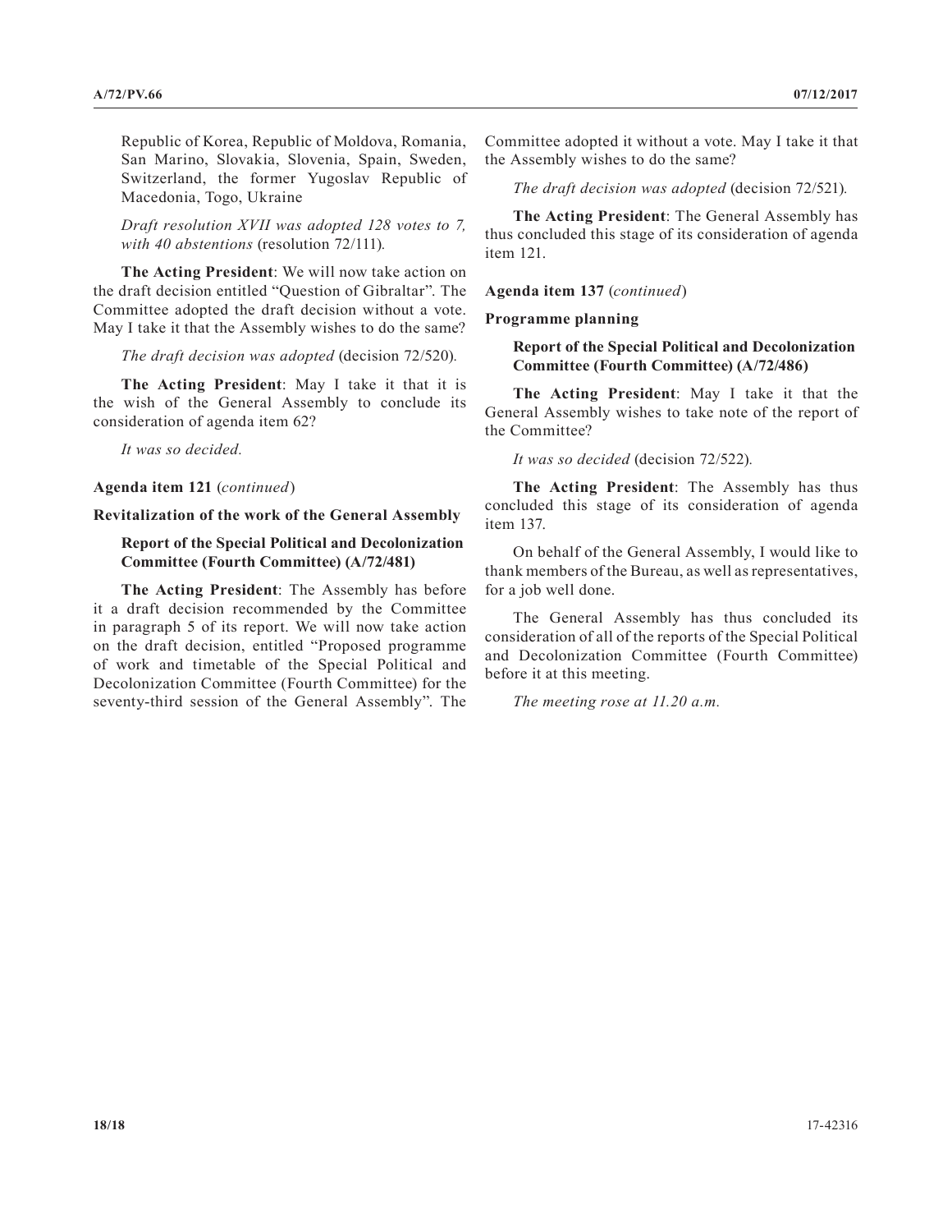Republic of Korea, Republic of Moldova, Romania, San Marino, Slovakia, Slovenia, Spain, Sweden, Switzerland, the former Yugoslav Republic of Macedonia, Togo, Ukraine

*Draft resolution XVII was adopted 128 votes to 7, with 40 abstentions* (resolution 72/111)*.*

**The Acting President**: We will now take action on the draft decision entitled "Question of Gibraltar". The Committee adopted the draft decision without a vote. May I take it that the Assembly wishes to do the same?

*The draft decision was adopted* (decision 72/520)*.*

**The Acting President**: May I take it that it is the wish of the General Assembly to conclude its consideration of agenda item 62?

*It was so decided.*

**Agenda item 121** (*continued*)

**Revitalization of the work of the General Assembly**

**Report of the Special Political and Decolonization Committee (Fourth Committee) (A/72/481)**

**The Acting President**: The Assembly has before it a draft decision recommended by the Committee in paragraph 5 of its report. We will now take action on the draft decision, entitled "Proposed programme of work and timetable of the Special Political and Decolonization Committee (Fourth Committee) for the seventy-third session of the General Assembly". The Committee adopted it without a vote. May I take it that the Assembly wishes to do the same?

*The draft decision was adopted* (decision 72/521)*.*

**The Acting President**: The General Assembly has thus concluded this stage of its consideration of agenda item 121.

**Agenda item 137** (*continued*)

**Programme planning**

**Report of the Special Political and Decolonization Committee (Fourth Committee) (A/72/486)**

**The Acting President**: May I take it that the General Assembly wishes to take note of the report of the Committee?

*It was so decided* (decision 72/522)*.*

**The Acting President**: The Assembly has thus concluded this stage of its consideration of agenda item 137.

On behalf of the General Assembly, I would like to thank members of the Bureau, as well as representatives, for a job well done.

The General Assembly has thus concluded its consideration of all of the reports of the Special Political and Decolonization Committee (Fourth Committee) before it at this meeting.

*The meeting rose at 11.20 a.m.*